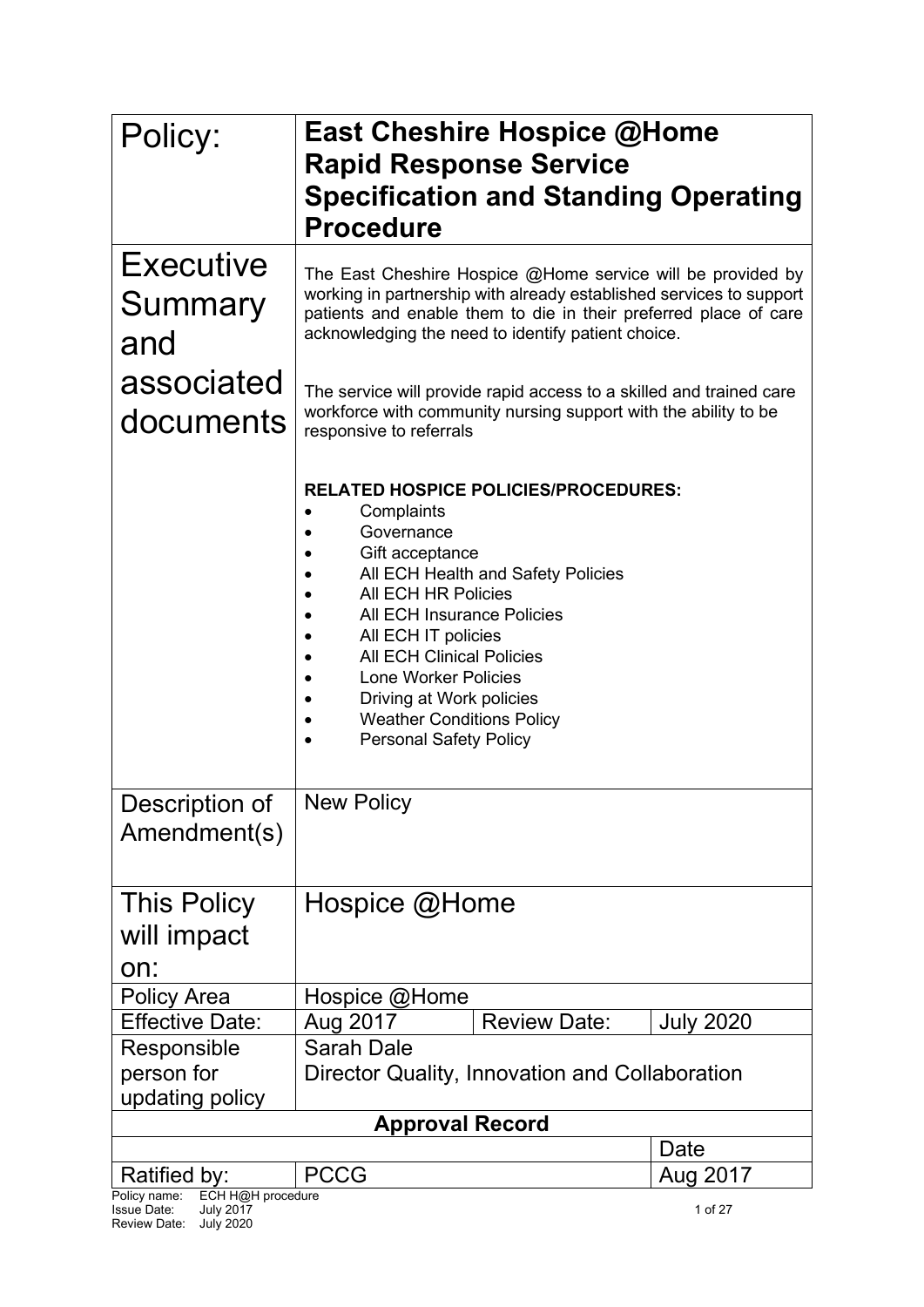| Policy: | **East Cheshire Hospice @Home Rapid Response Service Specification and Standing Operating Procedure** | | |
|---|---|---|---|
| Executive Summary and associated documents | The East Cheshire Hospice @Home service will be provided by working in partnership with already established services to support patients and enable them to die in their preferred place of care acknowledging the need to identify patient choice.<br><br>The service will provide rapid access to a skilled and trained care workforce with community nursing support with the ability to be responsive to referrals<br><br>**RELATED HOSPICE POLICIES/PROCEDURES:**<br>• Complaints<br>• Governance<br>• Gift acceptance<br>• All ECH Health and Safety Policies<br>• All ECH HR Policies<br>• All ECH Insurance Policies<br>• All ECH IT policies<br>• All ECH Clinical Policies<br>• Lone Worker Policies<br>• Driving at Work policies<br>• Weather Conditions Policy<br>• Personal Safety Policy | | |
| Description of Amendment(s) | New Policy | | |
| This Policy will impact on: | Hospice @Home | | |
| Policy Area | Hospice @Home | | |
| Effective Date: | Aug 2017 | Review Date: | July 2020 |
| Responsible person for updating policy | Sarah Dale<br>Director Quality, Innovation and Collaboration | | |
| **Approval Record** | | | |
| | | | Date |
| Ratified by: | PCCG | | Aug 2017 |

Policy name: ECH H@H procedure
Issue Date: July 2017
Review Date: July 2020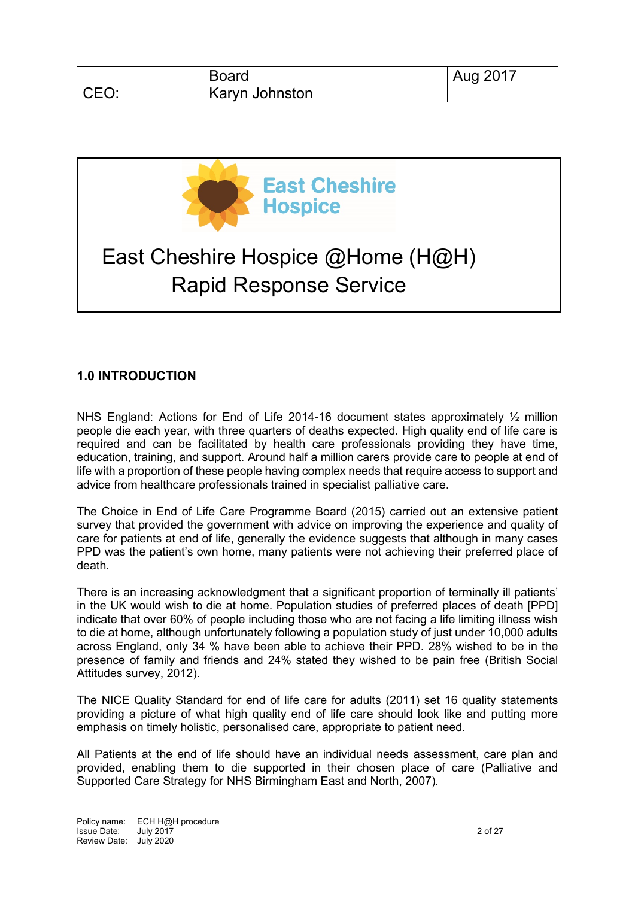|  | Board | Aug 2017 |
|---|---|---|
| CEO: | Karyn Johnston |  |

East Cheshire Hospice

# East Cheshire Hospice @Home (H@H) Rapid Response Service

## 1.0 INTRODUCTION

NHS England: Actions for End of Life 2014-16 document states approximately ½ million people die each year, with three quarters of deaths expected. High quality end of life care is required and can be facilitated by health care professionals providing they have time, education, training, and support. Around half a million carers provide care to people at end of life with a proportion of these people having complex needs that require access to support and advice from healthcare professionals trained in specialist palliative care.

The Choice in End of Life Care Programme Board (2015) carried out an extensive patient survey that provided the government with advice on improving the experience and quality of care for patients at end of life, generally the evidence suggests that although in many cases PPD was the patient's own home, many patients were not achieving their preferred place of death.

There is an increasing acknowledgment that a significant proportion of terminally ill patients' in the UK would wish to die at home. Population studies of preferred places of death [PPD] indicate that over 60% of people including those who are not facing a life limiting illness wish to die at home, although unfortunately following a population study of just under 10,000 adults across England, only 34 % have been able to achieve their PPD. 28% wished to be in the presence of family and friends and 24% stated they wished to be pain free (British Social Attitudes survey, 2012).

The NICE Quality Standard for end of life care for adults (2011) set 16 quality statements providing a picture of what high quality end of life care should look like and putting more emphasis on timely holistic, personalised care, appropriate to patient need.

All Patients at the end of life should have an individual needs assessment, care plan and provided, enabling them to die supported in their chosen place of care (Palliative and Supported Care Strategy for NHS Birmingham East and North, 2007).

Policy name: ECH H@H procedure
Issue Date: July 2017
Review Date: July 2020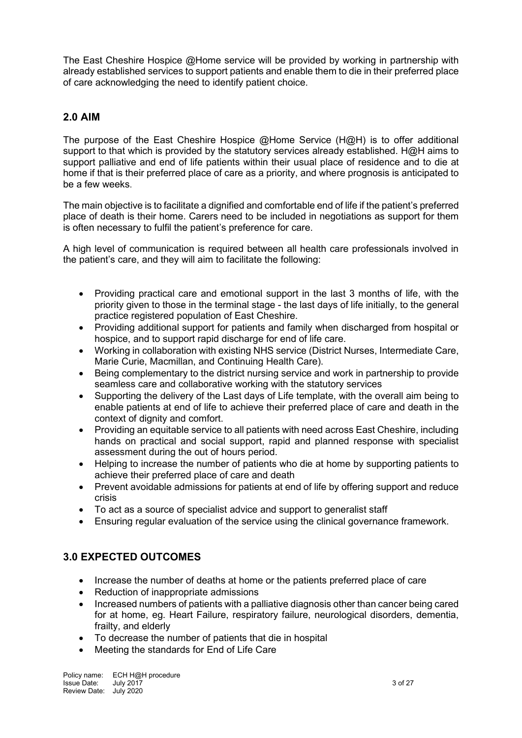The East Cheshire Hospice @Home service will be provided by working in partnership with already established services to support patients and enable them to die in their preferred place of care acknowledging the need to identify patient choice.

## 2.0 AIM

The purpose of the East Cheshire Hospice @Home Service (H@H) is to offer additional support to that which is provided by the statutory services already established. H@H aims to support palliative and end of life patients within their usual place of residence and to die at home if that is their preferred place of care as a priority, and where prognosis is anticipated to be a few weeks.

The main objective is to facilitate a dignified and comfortable end of life if the patient's preferred place of death is their home. Carers need to be included in negotiations as support for them is often necessary to fulfil the patient's preference for care.

A high level of communication is required between all health care professionals involved in the patient's care, and they will aim to facilitate the following:

- Providing practical care and emotional support in the last 3 months of life, with the priority given to those in the terminal stage - the last days of life initially, to the general practice registered population of East Cheshire.
- Providing additional support for patients and family when discharged from hospital or hospice, and to support rapid discharge for end of life care.
- Working in collaboration with existing NHS service (District Nurses, Intermediate Care, Marie Curie, Macmillan, and Continuing Health Care).
- Being complementary to the district nursing service and work in partnership to provide seamless care and collaborative working with the statutory services
- Supporting the delivery of the Last days of Life template, with the overall aim being to enable patients at end of life to achieve their preferred place of care and death in the context of dignity and comfort.
- Providing an equitable service to all patients with need across East Cheshire, including hands on practical and social support, rapid and planned response with specialist assessment during the out of hours period.
- Helping to increase the number of patients who die at home by supporting patients to achieve their preferred place of care and death
- Prevent avoidable admissions for patients at end of life by offering support and reduce crisis
- To act as a source of specialist advice and support to generalist staff
- Ensuring regular evaluation of the service using the clinical governance framework.

## 3.0 EXPECTED OUTCOMES

- Increase the number of deaths at home or the patients preferred place of care
- Reduction of inappropriate admissions
- Increased numbers of patients with a palliative diagnosis other than cancer being cared for at home, eg. Heart Failure, respiratory failure, neurological disorders, dementia, frailty, and elderly
- To decrease the number of patients that die in hospital
- Meeting the standards for End of Life Care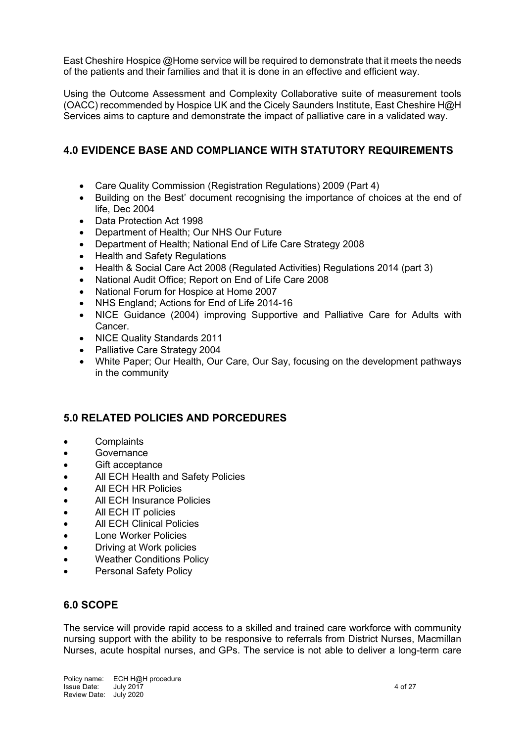East Cheshire Hospice @Home service will be required to demonstrate that it meets the needs of the patients and their families and that it is done in an effective and efficient way.

Using the Outcome Assessment and Complexity Collaborative suite of measurement tools (OACC) recommended by Hospice UK and the Cicely Saunders Institute, East Cheshire H@H Services aims to capture and demonstrate the impact of palliative care in a validated way.

## 4.0 EVIDENCE BASE AND COMPLIANCE WITH STATUTORY REQUIREMENTS

- Care Quality Commission (Registration Regulations) 2009 (Part 4)
- Building on the Best' document recognising the importance of choices at the end of life, Dec 2004
- Data Protection Act 1998
- Department of Health; Our NHS Our Future
- Department of Health; National End of Life Care Strategy 2008
- Health and Safety Regulations
- Health & Social Care Act 2008 (Regulated Activities) Regulations 2014 (part 3)
- National Audit Office; Report on End of Life Care 2008
- National Forum for Hospice at Home 2007
- NHS England; Actions for End of Life 2014-16
- NICE Guidance (2004) improving Supportive and Palliative Care for Adults with Cancer.
- NICE Quality Standards 2011
- Palliative Care Strategy 2004
- White Paper; Our Health, Our Care, Our Say, focusing on the development pathways in the community

## 5.0 RELATED POLICIES AND PORCEDURES

- Complaints
- Governance
- Gift acceptance
- All ECH Health and Safety Policies
- All ECH HR Policies
- All ECH Insurance Policies
- All ECH IT policies
- All ECH Clinical Policies
- Lone Worker Policies
- Driving at Work policies
- Weather Conditions Policy
- Personal Safety Policy

## 6.0 SCOPE

The service will provide rapid access to a skilled and trained care workforce with community nursing support with the ability to be responsive to referrals from District Nurses, Macmillan Nurses, acute hospital nurses, and GPs. The service is not able to deliver a long-term care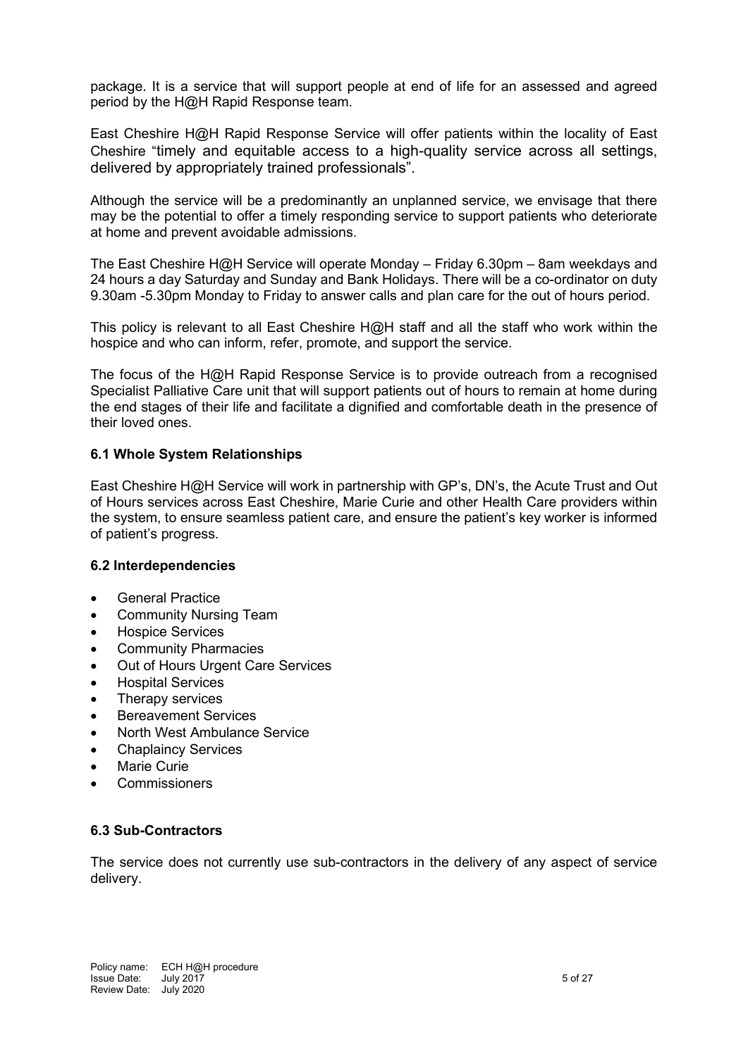package. It is a service that will support people at end of life for an assessed and agreed period by the H@H Rapid Response team.

East Cheshire H@H Rapid Response Service will offer patients within the locality of East Cheshire "timely and equitable access to a high-quality service across all settings, delivered by appropriately trained professionals".

Although the service will be a predominantly an unplanned service, we envisage that there may be the potential to offer a timely responding service to support patients who deteriorate at home and prevent avoidable admissions.

The East Cheshire H@H Service will operate Monday – Friday 6.30pm – 8am weekdays and 24 hours a day Saturday and Sunday and Bank Holidays. There will be a co-ordinator on duty 9.30am -5.30pm Monday to Friday to answer calls and plan care for the out of hours period.

This policy is relevant to all East Cheshire H@H staff and all the staff who work within the hospice and who can inform, refer, promote, and support the service.

The focus of the H@H Rapid Response Service is to provide outreach from a recognised Specialist Palliative Care unit that will support patients out of hours to remain at home during the end stages of their life and facilitate a dignified and comfortable death in the presence of their loved ones.

### 6.1 Whole System Relationships

East Cheshire H@H Service will work in partnership with GP's, DN's, the Acute Trust and Out of Hours services across East Cheshire, Marie Curie and other Health Care providers within the system, to ensure seamless patient care, and ensure the patient's key worker is informed of patient's progress.

### 6.2 Interdependencies

- General Practice
- Community Nursing Team
- Hospice Services
- Community Pharmacies
- Out of Hours Urgent Care Services
- Hospital Services
- Therapy services
- Bereavement Services
- North West Ambulance Service
- Chaplaincy Services
- Marie Curie
- Commissioners

### 6.3 Sub-Contractors

The service does not currently use sub-contractors in the delivery of any aspect of service delivery.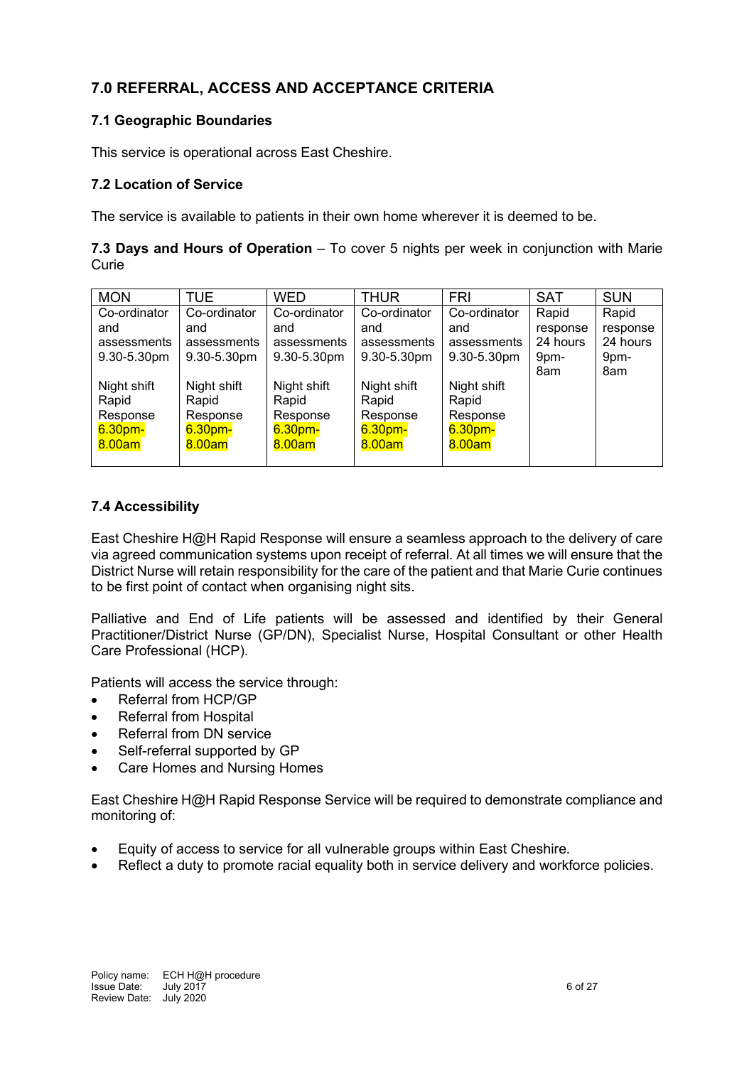## 7.0 REFERRAL, ACCESS AND ACCEPTANCE CRITERIA

### 7.1 Geographic Boundaries

This service is operational across East Cheshire.

### 7.2 Location of Service

The service is available to patients in their own home wherever it is deemed to be.

**7.3 Days and Hours of Operation** – To cover 5 nights per week in conjunction with Marie Curie

| MON | TUE | WED | THUR | FRI | SAT | SUN |
|---|---|---|---|---|---|---|
| Co-ordinator and assessments 9.30-5.30pm<br><br>Night shift Rapid Response 6.30pm-8.00am | Co-ordinator and assessments 9.30-5.30pm<br><br>Night shift Rapid Response 6.30pm-8.00am | Co-ordinator and assessments 9.30-5.30pm<br><br>Night shift Rapid Response 6.30pm-8.00am | Co-ordinator and assessments 9.30-5.30pm<br><br>Night shift Rapid Response 6.30pm-8.00am | Co-ordinator and assessments 9.30-5.30pm<br><br>Night shift Rapid Response 6.30pm-8.00am | Rapid response 24 hours 9pm-8am | Rapid response 24 hours 9pm-8am |

### 7.4 Accessibility

East Cheshire H@H Rapid Response will ensure a seamless approach to the delivery of care via agreed communication systems upon receipt of referral. At all times we will ensure that the District Nurse will retain responsibility for the care of the patient and that Marie Curie continues to be first point of contact when organising night sits.

Palliative and End of Life patients will be assessed and identified by their General Practitioner/District Nurse (GP/DN), Specialist Nurse, Hospital Consultant or other Health Care Professional (HCP).

Patients will access the service through:

- Referral from HCP/GP
- Referral from Hospital
- Referral from DN service
- Self-referral supported by GP
- Care Homes and Nursing Homes

East Cheshire H@H Rapid Response Service will be required to demonstrate compliance and monitoring of:

- Equity of access to service for all vulnerable groups within East Cheshire.
- Reflect a duty to promote racial equality both in service delivery and workforce policies.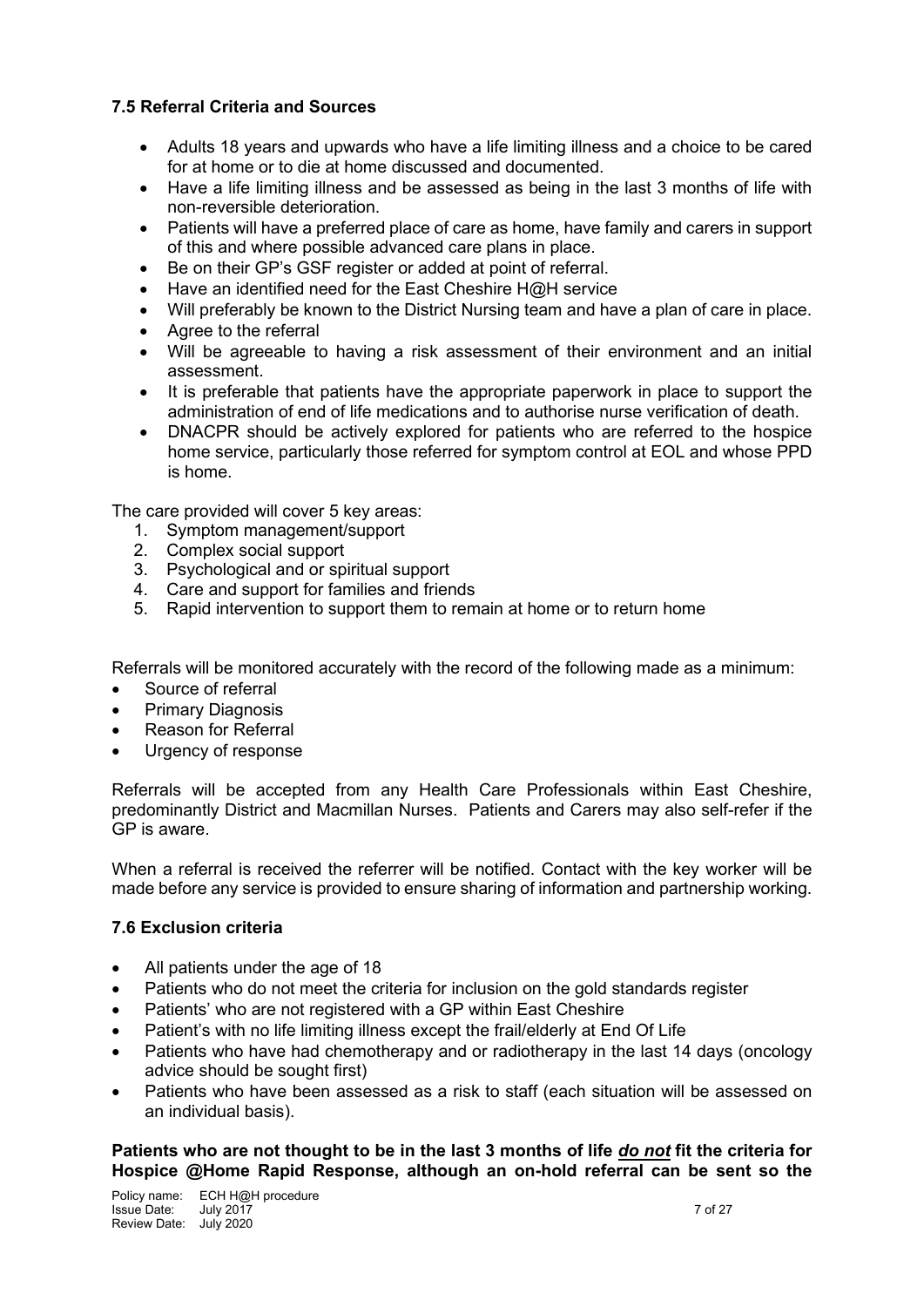### 7.5 Referral Criteria and Sources

- Adults 18 years and upwards who have a life limiting illness and a choice to be cared for at home or to die at home discussed and documented.
- Have a life limiting illness and be assessed as being in the last 3 months of life with non-reversible deterioration.
- Patients will have a preferred place of care as home, have family and carers in support of this and where possible advanced care plans in place.
- Be on their GP's GSF register or added at point of referral.
- Have an identified need for the East Cheshire H@H service
- Will preferably be known to the District Nursing team and have a plan of care in place.
- Agree to the referral
- Will be agreeable to having a risk assessment of their environment and an initial assessment.
- It is preferable that patients have the appropriate paperwork in place to support the administration of end of life medications and to authorise nurse verification of death.
- DNACPR should be actively explored for patients who are referred to the hospice home service, particularly those referred for symptom control at EOL and whose PPD is home.

The care provided will cover 5 key areas:

1. Symptom management/support
2. Complex social support
3. Psychological and or spiritual support
4. Care and support for families and friends
5. Rapid intervention to support them to remain at home or to return home

Referrals will be monitored accurately with the record of the following made as a minimum:

- Source of referral
- Primary Diagnosis
- Reason for Referral
- Urgency of response

Referrals will be accepted from any Health Care Professionals within East Cheshire, predominantly District and Macmillan Nurses. Patients and Carers may also self-refer if the GP is aware.

When a referral is received the referrer will be notified. Contact with the key worker will be made before any service is provided to ensure sharing of information and partnership working.

### 7.6 Exclusion criteria

- All patients under the age of 18
- Patients who do not meet the criteria for inclusion on the gold standards register
- Patients' who are not registered with a GP within East Cheshire
- Patient's with no life limiting illness except the frail/elderly at End Of Life
- Patients who have had chemotherapy and or radiotherapy in the last 14 days (oncology advice should be sought first)
- Patients who have been assessed as a risk to staff (each situation will be assessed on an individual basis).

**Patients who are not thought to be in the last 3 months of life *do not* fit the criteria for Hospice @Home Rapid Response, although an on-hold referral can be sent so the**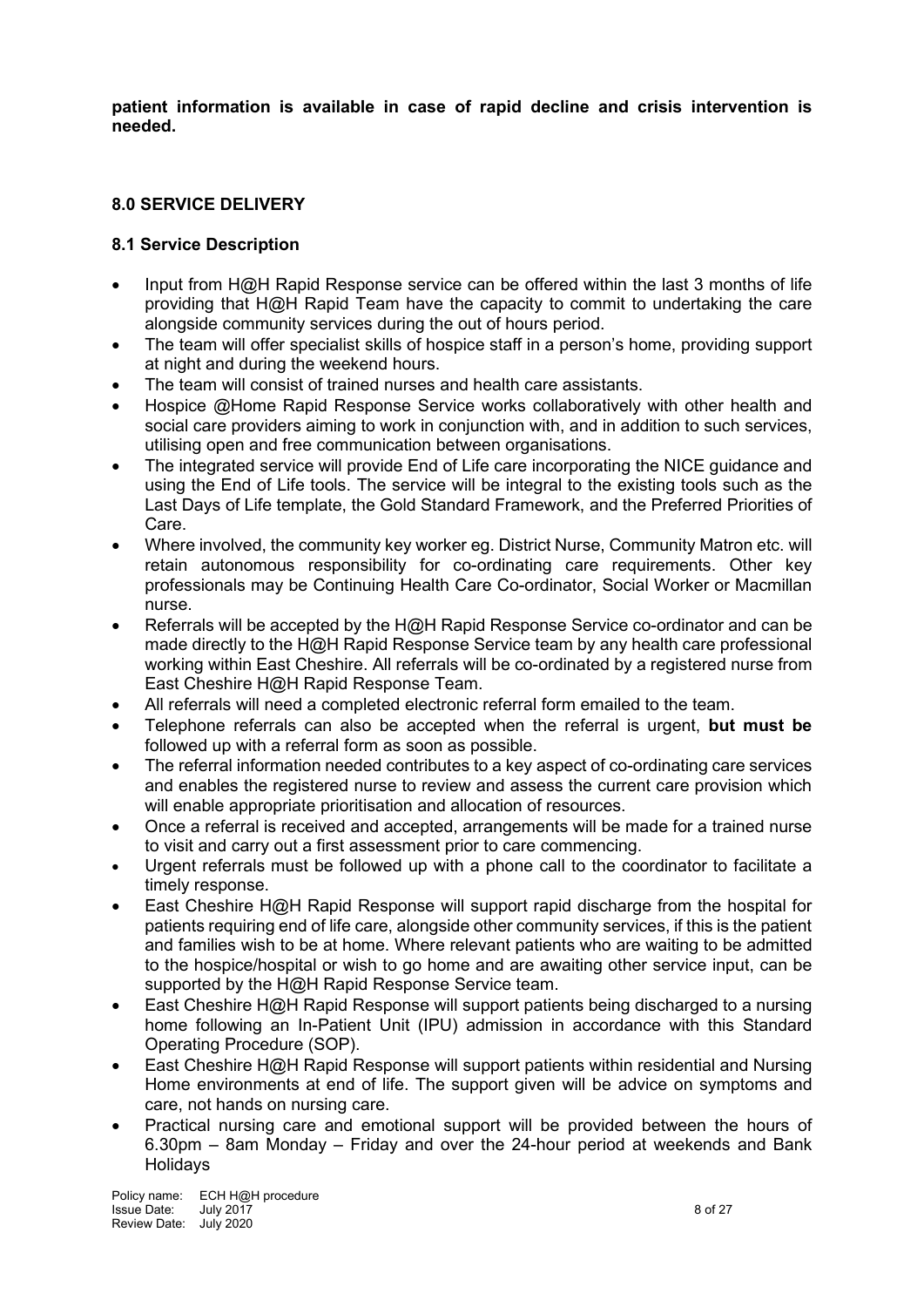**patient information is available in case of rapid decline and crisis intervention is needed.**

## 8.0 SERVICE DELIVERY

### 8.1 Service Description

- Input from H@H Rapid Response service can be offered within the last 3 months of life providing that H@H Rapid Team have the capacity to commit to undertaking the care alongside community services during the out of hours period.
- The team will offer specialist skills of hospice staff in a person's home, providing support at night and during the weekend hours.
- The team will consist of trained nurses and health care assistants.
- Hospice @Home Rapid Response Service works collaboratively with other health and social care providers aiming to work in conjunction with, and in addition to such services, utilising open and free communication between organisations.
- The integrated service will provide End of Life care incorporating the NICE guidance and using the End of Life tools. The service will be integral to the existing tools such as the Last Days of Life template, the Gold Standard Framework, and the Preferred Priorities of Care.
- Where involved, the community key worker eg. District Nurse, Community Matron etc. will retain autonomous responsibility for co-ordinating care requirements. Other key professionals may be Continuing Health Care Co-ordinator, Social Worker or Macmillan nurse.
- Referrals will be accepted by the H@H Rapid Response Service co-ordinator and can be made directly to the H@H Rapid Response Service team by any health care professional working within East Cheshire. All referrals will be co-ordinated by a registered nurse from East Cheshire H@H Rapid Response Team.
- All referrals will need a completed electronic referral form emailed to the team.
- Telephone referrals can also be accepted when the referral is urgent, **but must be** followed up with a referral form as soon as possible.
- The referral information needed contributes to a key aspect of co-ordinating care services and enables the registered nurse to review and assess the current care provision which will enable appropriate prioritisation and allocation of resources.
- Once a referral is received and accepted, arrangements will be made for a trained nurse to visit and carry out a first assessment prior to care commencing.
- Urgent referrals must be followed up with a phone call to the coordinator to facilitate a timely response.
- East Cheshire H@H Rapid Response will support rapid discharge from the hospital for patients requiring end of life care, alongside other community services, if this is the patient and families wish to be at home. Where relevant patients who are waiting to be admitted to the hospice/hospital or wish to go home and are awaiting other service input, can be supported by the H@H Rapid Response Service team.
- East Cheshire H@H Rapid Response will support patients being discharged to a nursing home following an In-Patient Unit (IPU) admission in accordance with this Standard Operating Procedure (SOP).
- East Cheshire H@H Rapid Response will support patients within residential and Nursing Home environments at end of life. The support given will be advice on symptoms and care, not hands on nursing care.
- Practical nursing care and emotional support will be provided between the hours of 6.30pm – 8am Monday – Friday and over the 24-hour period at weekends and Bank Holidays

Policy name: ECH H@H procedure
Issue Date: July 2017
Review Date: July 2020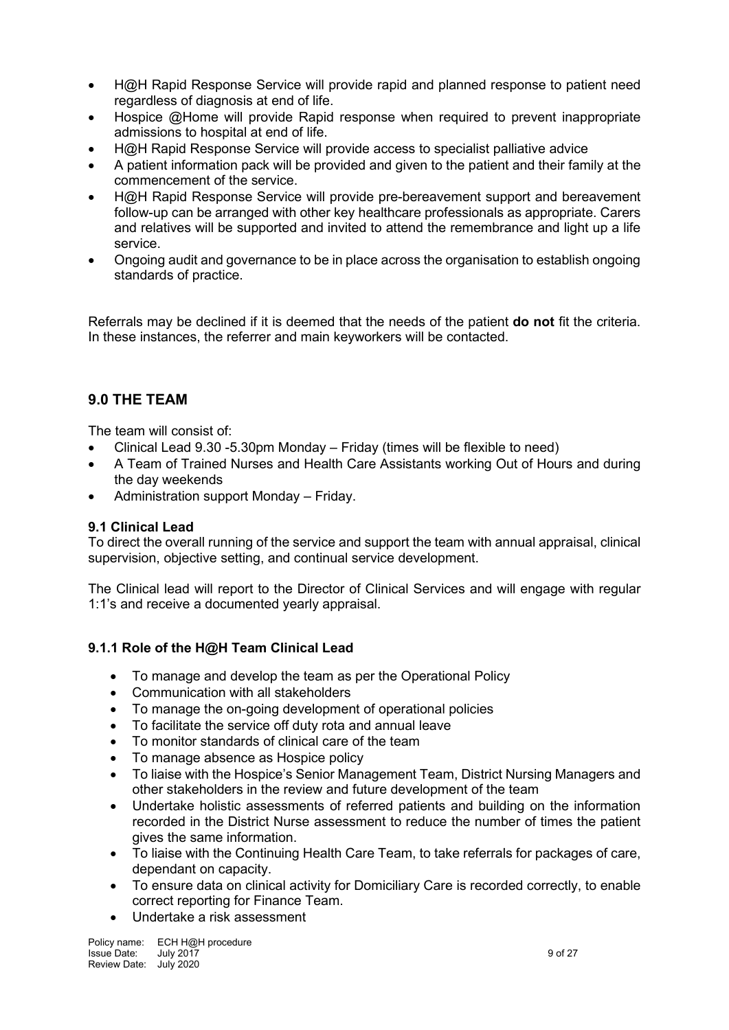- H@H Rapid Response Service will provide rapid and planned response to patient need regardless of diagnosis at end of life.
- Hospice @Home will provide Rapid response when required to prevent inappropriate admissions to hospital at end of life.
- H@H Rapid Response Service will provide access to specialist palliative advice
- A patient information pack will be provided and given to the patient and their family at the commencement of the service.
- H@H Rapid Response Service will provide pre-bereavement support and bereavement follow-up can be arranged with other key healthcare professionals as appropriate. Carers and relatives will be supported and invited to attend the remembrance and light up a life service.
- Ongoing audit and governance to be in place across the organisation to establish ongoing standards of practice.

Referrals may be declined if it is deemed that the needs of the patient **do not** fit the criteria. In these instances, the referrer and main keyworkers will be contacted.

## 9.0 THE TEAM

The team will consist of:

- Clinical Lead 9.30 -5.30pm Monday – Friday (times will be flexible to need)
- A Team of Trained Nurses and Health Care Assistants working Out of Hours and during the day weekends
- Administration support Monday – Friday.

### 9.1 Clinical Lead

To direct the overall running of the service and support the team with annual appraisal, clinical supervision, objective setting, and continual service development.

The Clinical lead will report to the Director of Clinical Services and will engage with regular 1:1's and receive a documented yearly appraisal.

#### 9.1.1 Role of the H@H Team Clinical Lead

- To manage and develop the team as per the Operational Policy
- Communication with all stakeholders
- To manage the on-going development of operational policies
- To facilitate the service off duty rota and annual leave
- To monitor standards of clinical care of the team
- To manage absence as Hospice policy
- To liaise with the Hospice's Senior Management Team, District Nursing Managers and other stakeholders in the review and future development of the team
- Undertake holistic assessments of referred patients and building on the information recorded in the District Nurse assessment to reduce the number of times the patient gives the same information.
- To liaise with the Continuing Health Care Team, to take referrals for packages of care, dependant on capacity.
- To ensure data on clinical activity for Domiciliary Care is recorded correctly, to enable correct reporting for Finance Team.
- Undertake a risk assessment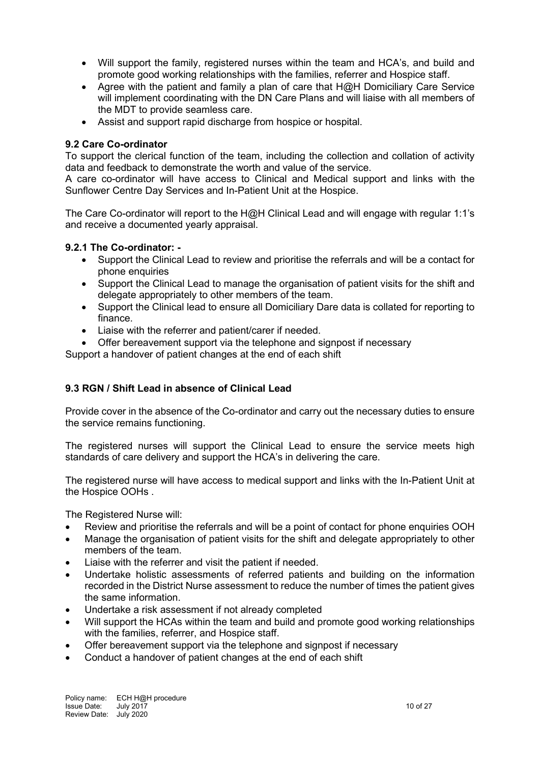- Will support the family, registered nurses within the team and HCA's, and build and promote good working relationships with the families, referrer and Hospice staff.
- Agree with the patient and family a plan of care that H@H Domiciliary Care Service will implement coordinating with the DN Care Plans and will liaise with all members of the MDT to provide seamless care.
- Assist and support rapid discharge from hospice or hospital.

### 9.2 Care Co-ordinator

To support the clerical function of the team, including the collection and collation of activity data and feedback to demonstrate the worth and value of the service.
A care co-ordinator will have access to Clinical and Medical support and links with the Sunflower Centre Day Services and In-Patient Unit at the Hospice.

The Care Co-ordinator will report to the H@H Clinical Lead and will engage with regular 1:1's and receive a documented yearly appraisal.

#### 9.2.1 The Co-ordinator: -

- Support the Clinical Lead to review and prioritise the referrals and will be a contact for phone enquiries
- Support the Clinical Lead to manage the organisation of patient visits for the shift and delegate appropriately to other members of the team.
- Support the Clinical lead to ensure all Domiciliary Dare data is collated for reporting to finance.
- Liaise with the referrer and patient/carer if needed.
- Offer bereavement support via the telephone and signpost if necessary

Support a handover of patient changes at the end of each shift

### 9.3 RGN / Shift Lead in absence of Clinical Lead

Provide cover in the absence of the Co-ordinator and carry out the necessary duties to ensure the service remains functioning.

The registered nurses will support the Clinical Lead to ensure the service meets high standards of care delivery and support the HCA's in delivering the care.

The registered nurse will have access to medical support and links with the In-Patient Unit at the Hospice OOHs .

The Registered Nurse will:

- Review and prioritise the referrals and will be a point of contact for phone enquiries OOH
- Manage the organisation of patient visits for the shift and delegate appropriately to other members of the team.
- Liaise with the referrer and visit the patient if needed.
- Undertake holistic assessments of referred patients and building on the information recorded in the District Nurse assessment to reduce the number of times the patient gives the same information.
- Undertake a risk assessment if not already completed
- Will support the HCAs within the team and build and promote good working relationships with the families, referrer, and Hospice staff.
- Offer bereavement support via the telephone and signpost if necessary
- Conduct a handover of patient changes at the end of each shift

Policy name: ECH H@H procedure
Issue Date: July 2017
Review Date: July 2020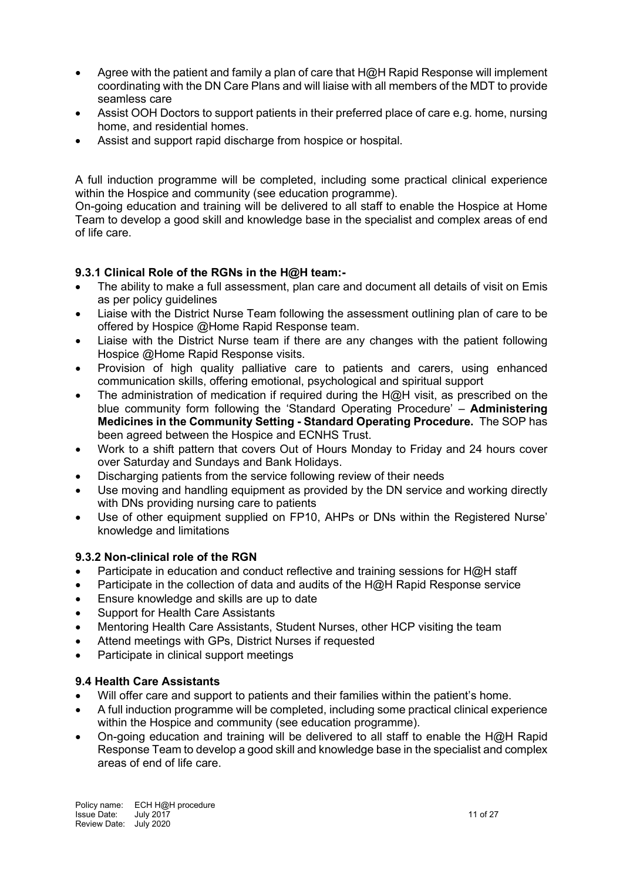- Agree with the patient and family a plan of care that H@H Rapid Response will implement coordinating with the DN Care Plans and will liaise with all members of the MDT to provide seamless care
- Assist OOH Doctors to support patients in their preferred place of care e.g. home, nursing home, and residential homes.
- Assist and support rapid discharge from hospice or hospital.

A full induction programme will be completed, including some practical clinical experience within the Hospice and community (see education programme).
On-going education and training will be delivered to all staff to enable the Hospice at Home Team to develop a good skill and knowledge base in the specialist and complex areas of end of life care.

### 9.3.1 Clinical Role of the RGNs in the H@H team:-

- The ability to make a full assessment, plan care and document all details of visit on Emis as per policy guidelines
- Liaise with the District Nurse Team following the assessment outlining plan of care to be offered by Hospice @Home Rapid Response team.
- Liaise with the District Nurse team if there are any changes with the patient following Hospice @Home Rapid Response visits.
- Provision of high quality palliative care to patients and carers, using enhanced communication skills, offering emotional, psychological and spiritual support
- The administration of medication if required during the H@H visit, as prescribed on the blue community form following the 'Standard Operating Procedure' – **Administering Medicines in the Community Setting - Standard Operating Procedure.** The SOP has been agreed between the Hospice and ECNHS Trust.
- Work to a shift pattern that covers Out of Hours Monday to Friday and 24 hours cover over Saturday and Sundays and Bank Holidays.
- Discharging patients from the service following review of their needs
- Use moving and handling equipment as provided by the DN service and working directly with DNs providing nursing care to patients
- Use of other equipment supplied on FP10, AHPs or DNs within the Registered Nurse' knowledge and limitations

### 9.3.2 Non-clinical role of the RGN

- Participate in education and conduct reflective and training sessions for H@H staff
- Participate in the collection of data and audits of the H@H Rapid Response service
- Ensure knowledge and skills are up to date
- Support for Health Care Assistants
- Mentoring Health Care Assistants, Student Nurses, other HCP visiting the team
- Attend meetings with GPs, District Nurses if requested
- Participate in clinical support meetings

### 9.4 Health Care Assistants

- Will offer care and support to patients and their families within the patient's home.
- A full induction programme will be completed, including some practical clinical experience within the Hospice and community (see education programme).
- On-going education and training will be delivered to all staff to enable the H@H Rapid Response Team to develop a good skill and knowledge base in the specialist and complex areas of end of life care.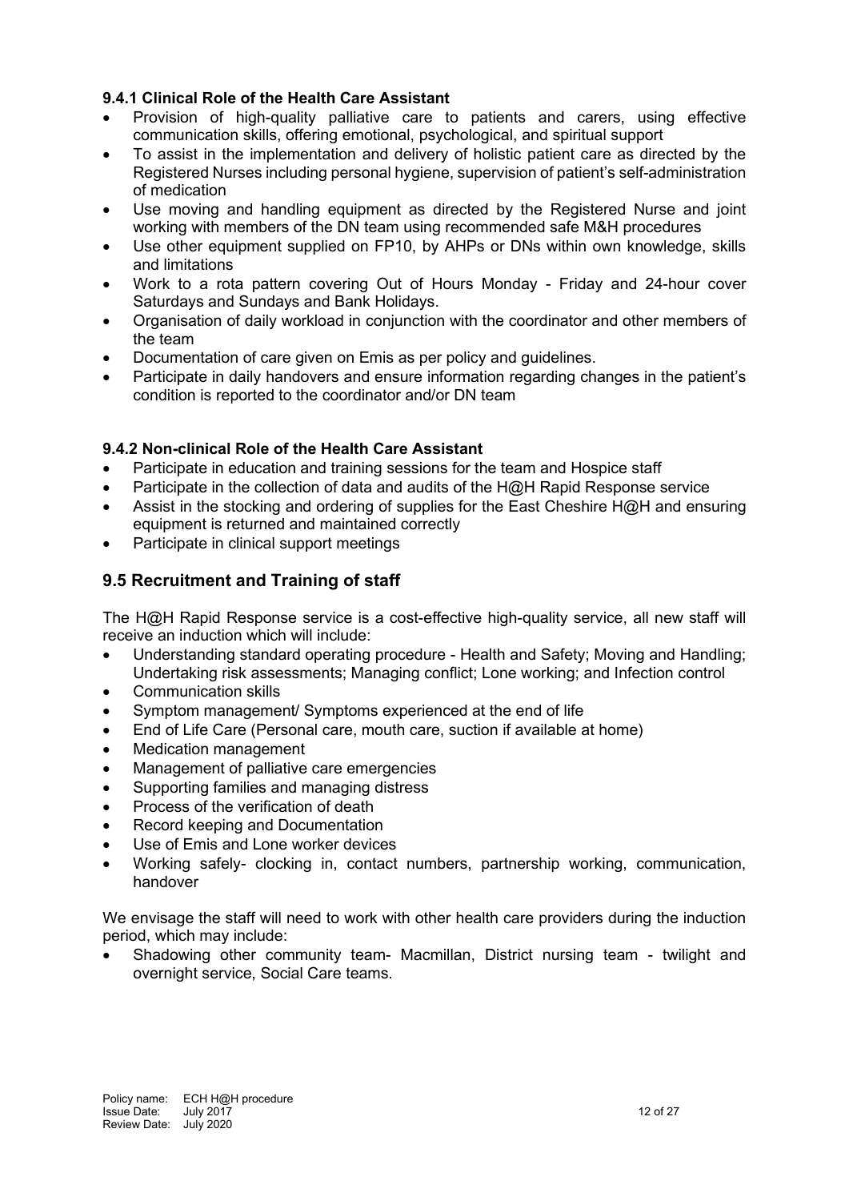#### 9.4.1 Clinical Role of the Health Care Assistant

- Provision of high-quality palliative care to patients and carers, using effective communication skills, offering emotional, psychological, and spiritual support
- To assist in the implementation and delivery of holistic patient care as directed by the Registered Nurses including personal hygiene, supervision of patient's self-administration of medication
- Use moving and handling equipment as directed by the Registered Nurse and joint working with members of the DN team using recommended safe M&H procedures
- Use other equipment supplied on FP10, by AHPs or DNs within own knowledge, skills and limitations
- Work to a rota pattern covering Out of Hours Monday - Friday and 24-hour cover Saturdays and Sundays and Bank Holidays.
- Organisation of daily workload in conjunction with the coordinator and other members of the team
- Documentation of care given on Emis as per policy and guidelines.
- Participate in daily handovers and ensure information regarding changes in the patient's condition is reported to the coordinator and/or DN team

#### 9.4.2 Non-clinical Role of the Health Care Assistant

- Participate in education and training sessions for the team and Hospice staff
- Participate in the collection of data and audits of the H@H Rapid Response service
- Assist in the stocking and ordering of supplies for the East Cheshire H@H and ensuring equipment is returned and maintained correctly
- Participate in clinical support meetings

### 9.5 Recruitment and Training of staff

The H@H Rapid Response service is a cost-effective high-quality service, all new staff will receive an induction which will include:

- Understanding standard operating procedure - Health and Safety; Moving and Handling; Undertaking risk assessments; Managing conflict; Lone working; and Infection control
- Communication skills
- Symptom management/ Symptoms experienced at the end of life
- End of Life Care (Personal care, mouth care, suction if available at home)
- Medication management
- Management of palliative care emergencies
- Supporting families and managing distress
- Process of the verification of death
- Record keeping and Documentation
- Use of Emis and Lone worker devices
- Working safely- clocking in, contact numbers, partnership working, communication, handover

We envisage the staff will need to work with other health care providers during the induction period, which may include:

- Shadowing other community team- Macmillan, District nursing team - twilight and overnight service, Social Care teams.

Policy name: ECH H@H procedure
Issue Date: July 2017
Review Date: July 2020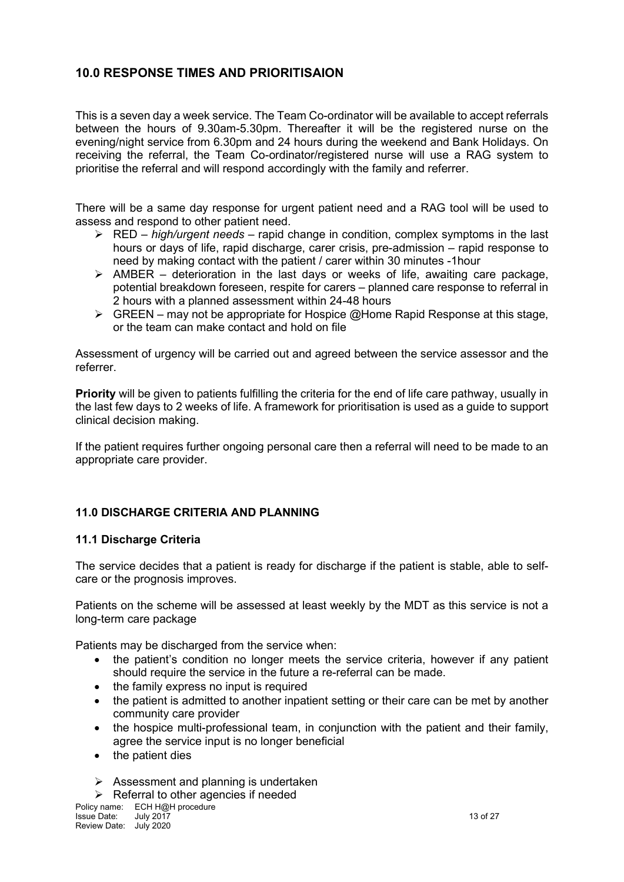## 10.0 RESPONSE TIMES AND PRIORITISAION

This is a seven day a week service. The Team Co-ordinator will be available to accept referrals between the hours of 9.30am-5.30pm. Thereafter it will be the registered nurse on the evening/night service from 6.30pm and 24 hours during the weekend and Bank Holidays. On receiving the referral, the Team Co-ordinator/registered nurse will use a RAG system to prioritise the referral and will respond accordingly with the family and referrer.

There will be a same day response for urgent patient need and a RAG tool will be used to assess and respond to other patient need.

- RED – *high/urgent needs* – rapid change in condition, complex symptoms in the last hours or days of life, rapid discharge, carer crisis, pre-admission – rapid response to need by making contact with the patient / carer within 30 minutes -1hour
- AMBER – deterioration in the last days or weeks of life, awaiting care package, potential breakdown foreseen, respite for carers – planned care response to referral in 2 hours with a planned assessment within 24-48 hours
- GREEN – may not be appropriate for Hospice @Home Rapid Response at this stage, or the team can make contact and hold on file

Assessment of urgency will be carried out and agreed between the service assessor and the referrer.

**Priority** will be given to patients fulfilling the criteria for the end of life care pathway, usually in the last few days to 2 weeks of life. A framework for prioritisation is used as a guide to support clinical decision making.

If the patient requires further ongoing personal care then a referral will need to be made to an appropriate care provider.

## 11.0 DISCHARGE CRITERIA AND PLANNING

### 11.1 Discharge Criteria

The service decides that a patient is ready for discharge if the patient is stable, able to self-care or the prognosis improves.

Patients on the scheme will be assessed at least weekly by the MDT as this service is not a long-term care package

Patients may be discharged from the service when:

- the patient's condition no longer meets the service criteria, however if any patient should require the service in the future a re-referral can be made.
- the family express no input is required
- the patient is admitted to another inpatient setting or their care can be met by another community care provider
- the hospice multi-professional team, in conjunction with the patient and their family, agree the service input is no longer beneficial
- the patient dies

- Assessment and planning is undertaken
- Referral to other agencies if needed

Policy name: ECH H@H procedure
Issue Date: July 2017
Review Date: July 2020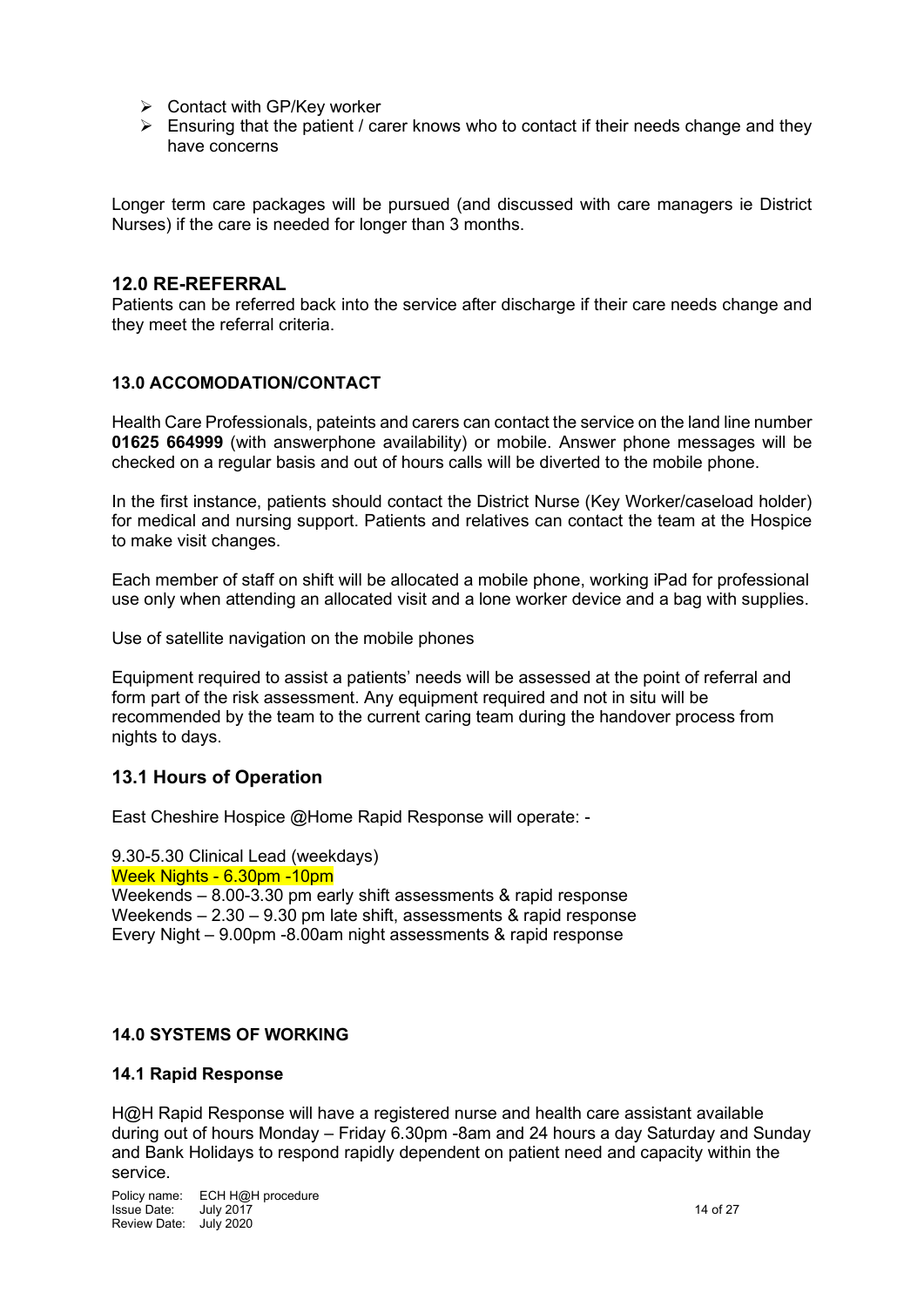- Contact with GP/Key worker
- Ensuring that the patient / carer knows who to contact if their needs change and they have concerns

Longer term care packages will be pursued (and discussed with care managers ie District Nurses) if the care is needed for longer than 3 months.

## 12.0 RE-REFERRAL

Patients can be referred back into the service after discharge if their care needs change and they meet the referral criteria.

### 13.0 ACCOMODATION/CONTACT

Health Care Professionals, pateints and carers can contact the service on the land line number **01625 664999** (with answerphone availability) or mobile. Answer phone messages will be checked on a regular basis and out of hours calls will be diverted to the mobile phone.

In the first instance, patients should contact the District Nurse (Key Worker/caseload holder) for medical and nursing support. Patients and relatives can contact the team at the Hospice to make visit changes.

Each member of staff on shift will be allocated a mobile phone, working iPad for professional use only when attending an allocated visit and a lone worker device and a bag with supplies.

Use of satellite navigation on the mobile phones

Equipment required to assist a patients' needs will be assessed at the point of referral and form part of the risk assessment. Any equipment required and not in situ will be recommended by the team to the current caring team during the handover process from nights to days.

## 13.1 Hours of Operation

East Cheshire Hospice @Home Rapid Response will operate: -

9.30-5.30 Clinical Lead (weekdays)
Week Nights - 6.30pm -10pm
Weekends – 8.00-3.30 pm early shift assessments & rapid response
Weekends – 2.30 – 9.30 pm late shift, assessments & rapid response
Every Night – 9.00pm -8.00am night assessments & rapid response

### 14.0 SYSTEMS OF WORKING

#### 14.1 Rapid Response

H@H Rapid Response will have a registered nurse and health care assistant available during out of hours Monday – Friday 6.30pm -8am and 24 hours a day Saturday and Sunday and Bank Holidays to respond rapidly dependent on patient need and capacity within the service.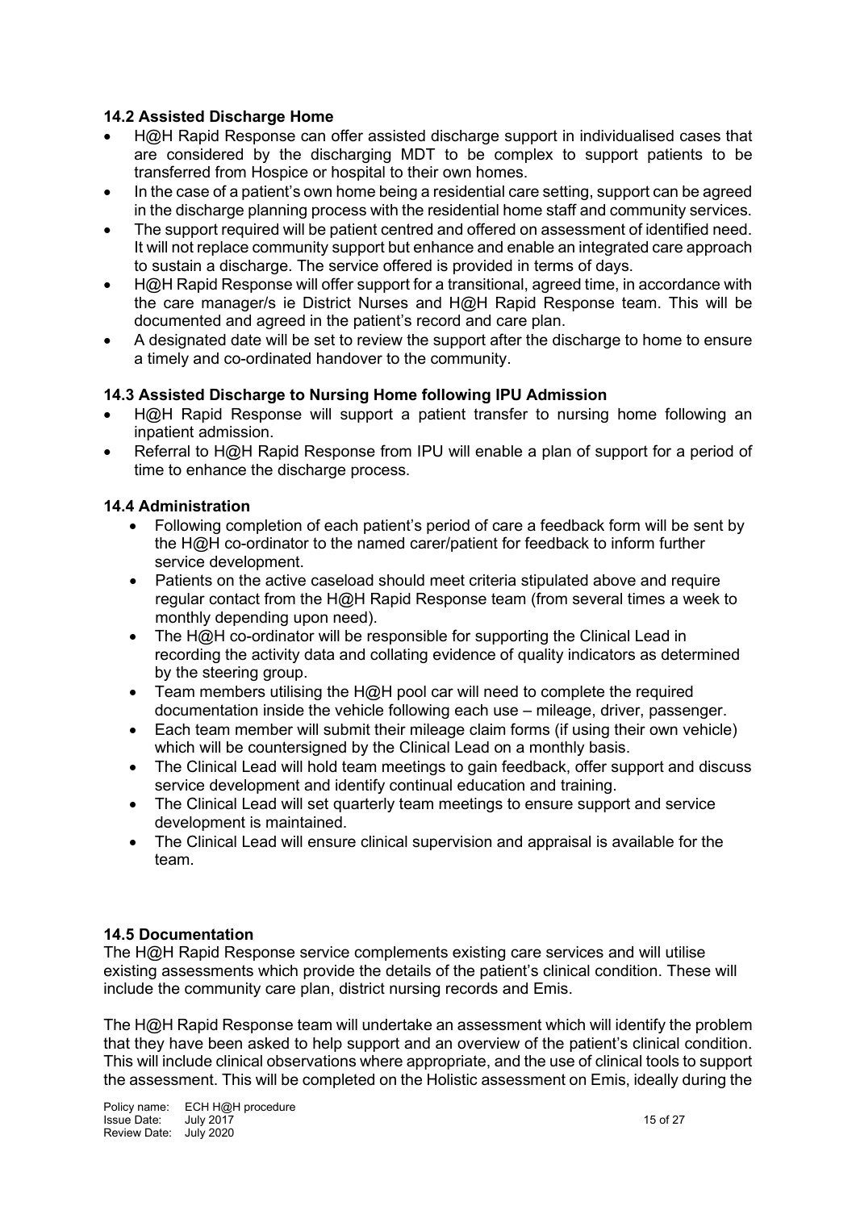### 14.2 Assisted Discharge Home

- H@H Rapid Response can offer assisted discharge support in individualised cases that are considered by the discharging MDT to be complex to support patients to be transferred from Hospice or hospital to their own homes.
- In the case of a patient's own home being a residential care setting, support can be agreed in the discharge planning process with the residential home staff and community services.
- The support required will be patient centred and offered on assessment of identified need. It will not replace community support but enhance and enable an integrated care approach to sustain a discharge. The service offered is provided in terms of days.
- H@H Rapid Response will offer support for a transitional, agreed time, in accordance with the care manager/s ie District Nurses and H@H Rapid Response team. This will be documented and agreed in the patient's record and care plan.
- A designated date will be set to review the support after the discharge to home to ensure a timely and co-ordinated handover to the community.

### 14.3 Assisted Discharge to Nursing Home following IPU Admission

- H@H Rapid Response will support a patient transfer to nursing home following an inpatient admission.
- Referral to H@H Rapid Response from IPU will enable a plan of support for a period of time to enhance the discharge process.

### 14.4 Administration

- Following completion of each patient's period of care a feedback form will be sent by the H@H co-ordinator to the named carer/patient for feedback to inform further service development.
- Patients on the active caseload should meet criteria stipulated above and require regular contact from the H@H Rapid Response team (from several times a week to monthly depending upon need).
- The H@H co-ordinator will be responsible for supporting the Clinical Lead in recording the activity data and collating evidence of quality indicators as determined by the steering group.
- Team members utilising the H@H pool car will need to complete the required documentation inside the vehicle following each use – mileage, driver, passenger.
- Each team member will submit their mileage claim forms (if using their own vehicle) which will be countersigned by the Clinical Lead on a monthly basis.
- The Clinical Lead will hold team meetings to gain feedback, offer support and discuss service development and identify continual education and training.
- The Clinical Lead will set quarterly team meetings to ensure support and service development is maintained.
- The Clinical Lead will ensure clinical supervision and appraisal is available for the team.

### 14.5 Documentation

The H@H Rapid Response service complements existing care services and will utilise existing assessments which provide the details of the patient's clinical condition. These will include the community care plan, district nursing records and Emis.

The H@H Rapid Response team will undertake an assessment which will identify the problem that they have been asked to help support and an overview of the patient's clinical condition. This will include clinical observations where appropriate, and the use of clinical tools to support the assessment. This will be completed on the Holistic assessment on Emis, ideally during the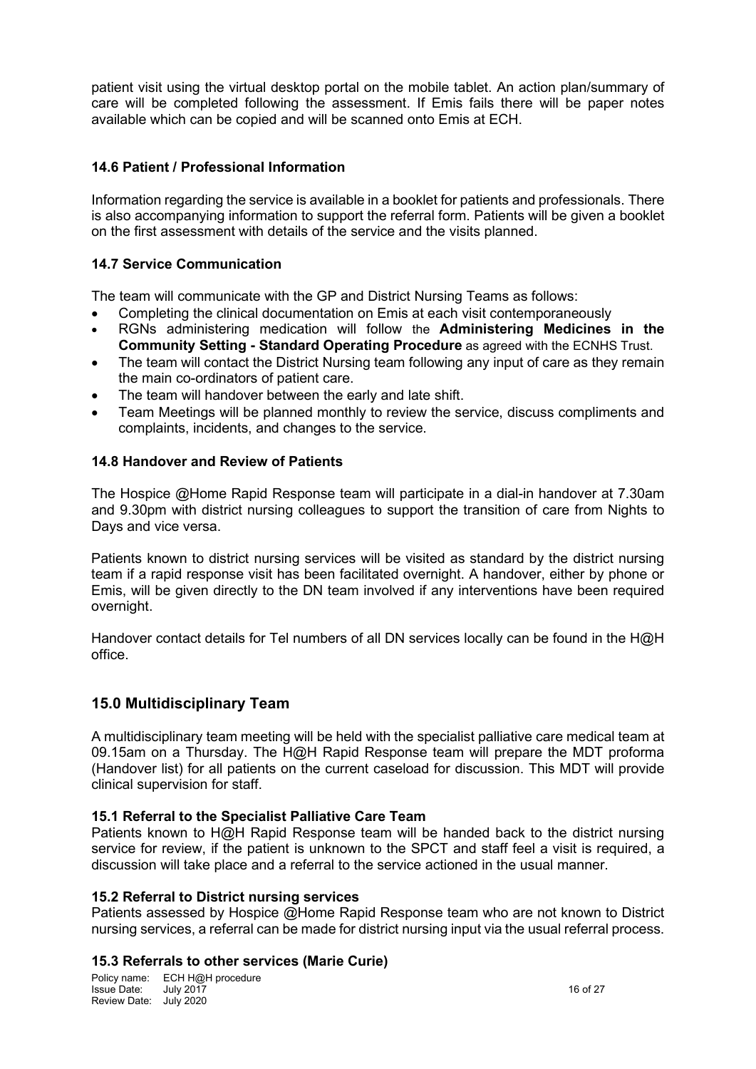patient visit using the virtual desktop portal on the mobile tablet. An action plan/summary of care will be completed following the assessment. If Emis fails there will be paper notes available which can be copied and will be scanned onto Emis at ECH.

### 14.6 Patient / Professional Information

Information regarding the service is available in a booklet for patients and professionals. There is also accompanying information to support the referral form. Patients will be given a booklet on the first assessment with details of the service and the visits planned.

### 14.7 Service Communication

The team will communicate with the GP and District Nursing Teams as follows:

- Completing the clinical documentation on Emis at each visit contemporaneously
- RGNs administering medication will follow the **Administering Medicines in the Community Setting - Standard Operating Procedure** as agreed with the ECNHS Trust.
- The team will contact the District Nursing team following any input of care as they remain the main co-ordinators of patient care.
- The team will handover between the early and late shift.
- Team Meetings will be planned monthly to review the service, discuss compliments and complaints, incidents, and changes to the service.

### 14.8 Handover and Review of Patients

The Hospice @Home Rapid Response team will participate in a dial-in handover at 7.30am and 9.30pm with district nursing colleagues to support the transition of care from Nights to Days and vice versa.

Patients known to district nursing services will be visited as standard by the district nursing team if a rapid response visit has been facilitated overnight. A handover, either by phone or Emis, will be given directly to the DN team involved if any interventions have been required overnight.

Handover contact details for Tel numbers of all DN services locally can be found in the H@H office.

## 15.0 Multidisciplinary Team

A multidisciplinary team meeting will be held with the specialist palliative care medical team at 09.15am on a Thursday. The H@H Rapid Response team will prepare the MDT proforma (Handover list) for all patients on the current caseload for discussion. This MDT will provide clinical supervision for staff.

### 15.1 Referral to the Specialist Palliative Care Team

Patients known to H@H Rapid Response team will be handed back to the district nursing service for review, if the patient is unknown to the SPCT and staff feel a visit is required, a discussion will take place and a referral to the service actioned in the usual manner.

### 15.2 Referral to District nursing services

Patients assessed by Hospice @Home Rapid Response team who are not known to District nursing services, a referral can be made for district nursing input via the usual referral process.

### 15.3 Referrals to other services (Marie Curie)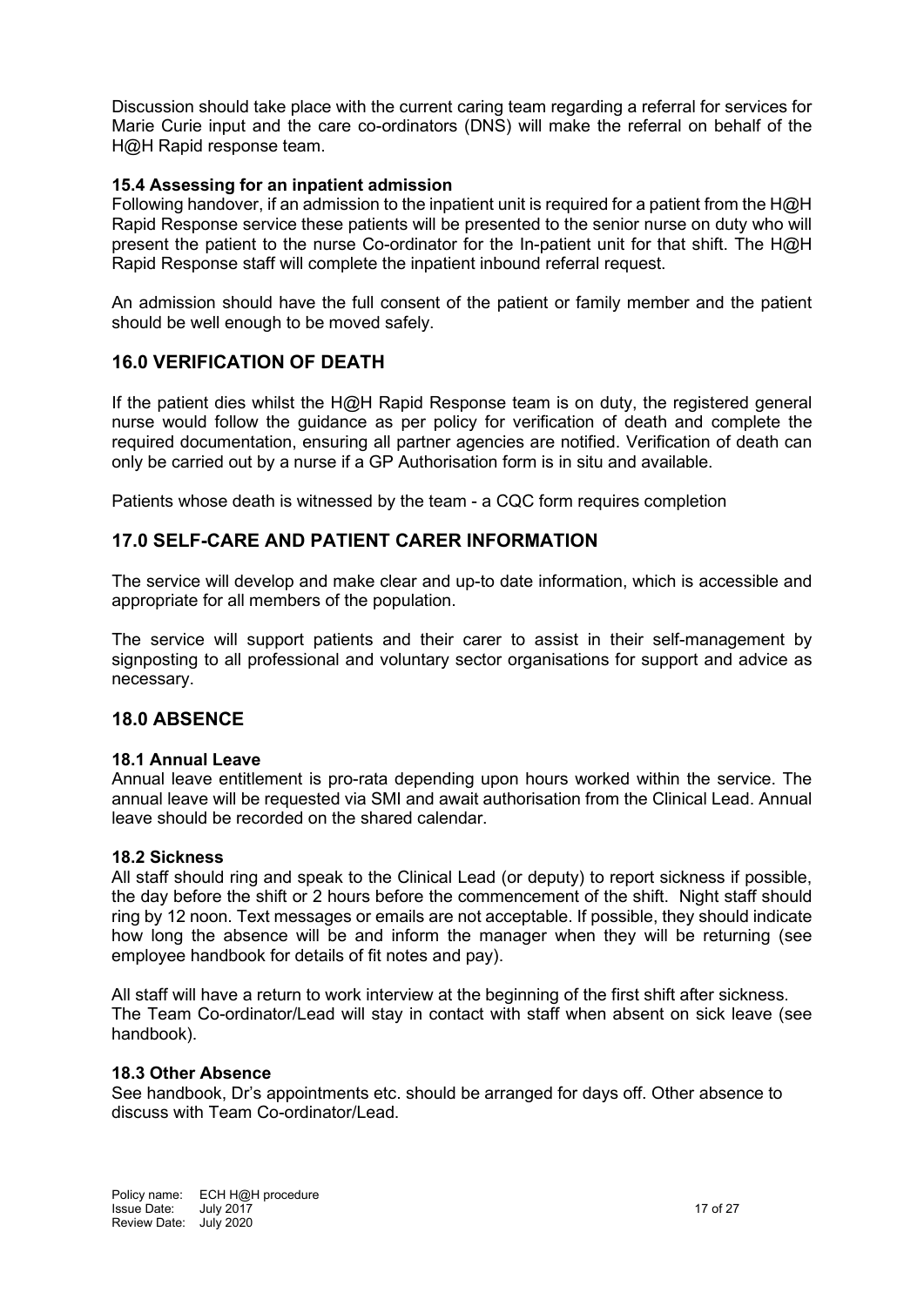Discussion should take place with the current caring team regarding a referral for services for Marie Curie input and the care co-ordinators (DNS) will make the referral on behalf of the H@H Rapid response team.

### 15.4 Assessing for an inpatient admission

Following handover, if an admission to the inpatient unit is required for a patient from the H@H Rapid Response service these patients will be presented to the senior nurse on duty who will present the patient to the nurse Co-ordinator for the In-patient unit for that shift. The H@H Rapid Response staff will complete the inpatient inbound referral request.

An admission should have the full consent of the patient or family member and the patient should be well enough to be moved safely.

## 16.0 VERIFICATION OF DEATH

If the patient dies whilst the H@H Rapid Response team is on duty, the registered general nurse would follow the guidance as per policy for verification of death and complete the required documentation, ensuring all partner agencies are notified. Verification of death can only be carried out by a nurse if a GP Authorisation form is in situ and available.

Patients whose death is witnessed by the team - a CQC form requires completion

## 17.0 SELF-CARE AND PATIENT CARER INFORMATION

The service will develop and make clear and up-to date information, which is accessible and appropriate for all members of the population.

The service will support patients and their carer to assist in their self-management by signposting to all professional and voluntary sector organisations for support and advice as necessary.

## 18.0 ABSENCE

### 18.1 Annual Leave

Annual leave entitlement is pro-rata depending upon hours worked within the service. The annual leave will be requested via SMI and await authorisation from the Clinical Lead. Annual leave should be recorded on the shared calendar.

### 18.2 Sickness

All staff should ring and speak to the Clinical Lead (or deputy) to report sickness if possible, the day before the shift or 2 hours before the commencement of the shift. Night staff should ring by 12 noon. Text messages or emails are not acceptable. If possible, they should indicate how long the absence will be and inform the manager when they will be returning (see employee handbook for details of fit notes and pay).

All staff will have a return to work interview at the beginning of the first shift after sickness. The Team Co-ordinator/Lead will stay in contact with staff when absent on sick leave (see handbook).

### 18.3 Other Absence

See handbook, Dr's appointments etc. should be arranged for days off. Other absence to discuss with Team Co-ordinator/Lead.

Policy name: ECH H@H procedure
Issue Date: July 2017
Review Date: July 2020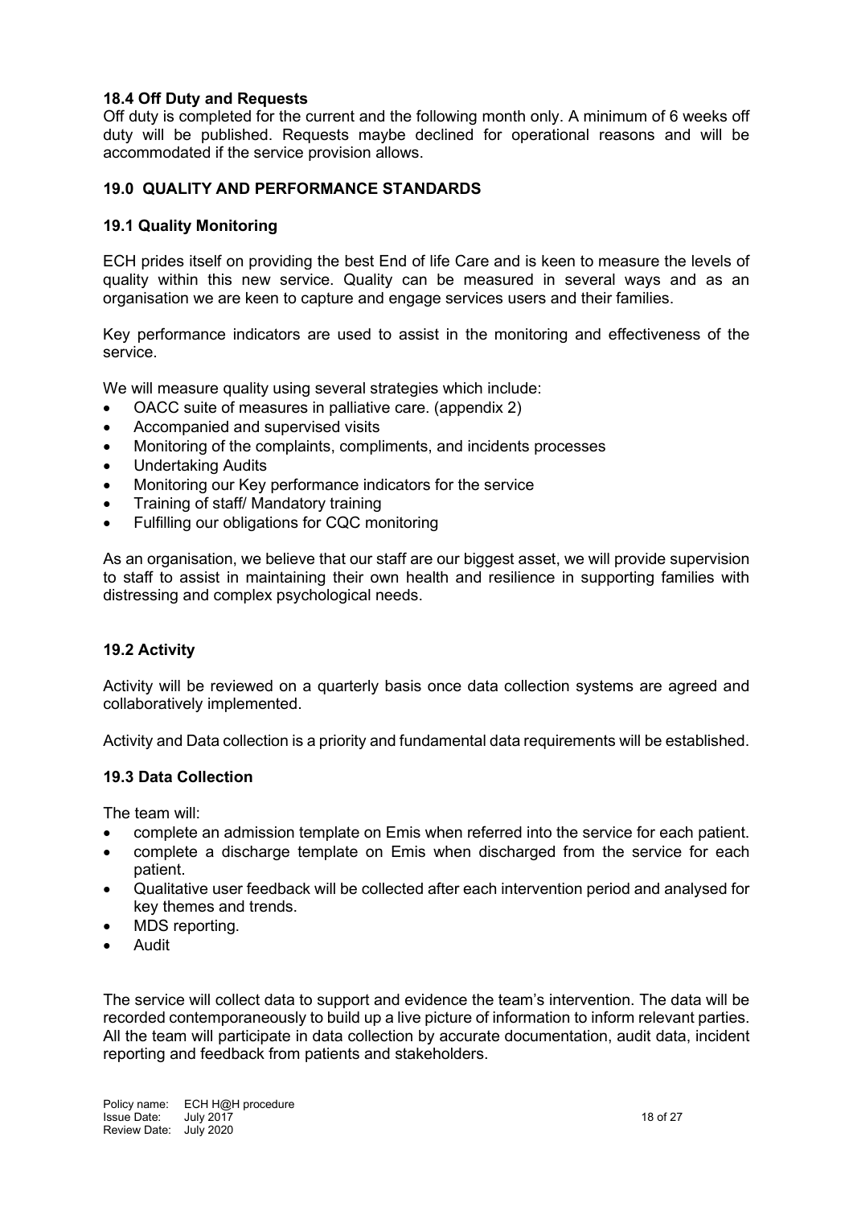### 18.4 Off Duty and Requests

Off duty is completed for the current and the following month only. A minimum of 6 weeks off duty will be published. Requests maybe declined for operational reasons and will be accommodated if the service provision allows.

## 19.0 QUALITY AND PERFORMANCE STANDARDS

### 19.1 Quality Monitoring

ECH prides itself on providing the best End of life Care and is keen to measure the levels of quality within this new service. Quality can be measured in several ways and as an organisation we are keen to capture and engage services users and their families.

Key performance indicators are used to assist in the monitoring and effectiveness of the service.

We will measure quality using several strategies which include:

- OACC suite of measures in palliative care. (appendix 2)
- Accompanied and supervised visits
- Monitoring of the complaints, compliments, and incidents processes
- Undertaking Audits
- Monitoring our Key performance indicators for the service
- Training of staff/ Mandatory training
- Fulfilling our obligations for CQC monitoring

As an organisation, we believe that our staff are our biggest asset, we will provide supervision to staff to assist in maintaining their own health and resilience in supporting families with distressing and complex psychological needs.

### 19.2 Activity

Activity will be reviewed on a quarterly basis once data collection systems are agreed and collaboratively implemented.

Activity and Data collection is a priority and fundamental data requirements will be established.

### 19.3 Data Collection

The team will:

- complete an admission template on Emis when referred into the service for each patient.
- complete a discharge template on Emis when discharged from the service for each patient.
- Qualitative user feedback will be collected after each intervention period and analysed for key themes and trends.
- MDS reporting.
- Audit

The service will collect data to support and evidence the team's intervention. The data will be recorded contemporaneously to build up a live picture of information to inform relevant parties. All the team will participate in data collection by accurate documentation, audit data, incident reporting and feedback from patients and stakeholders.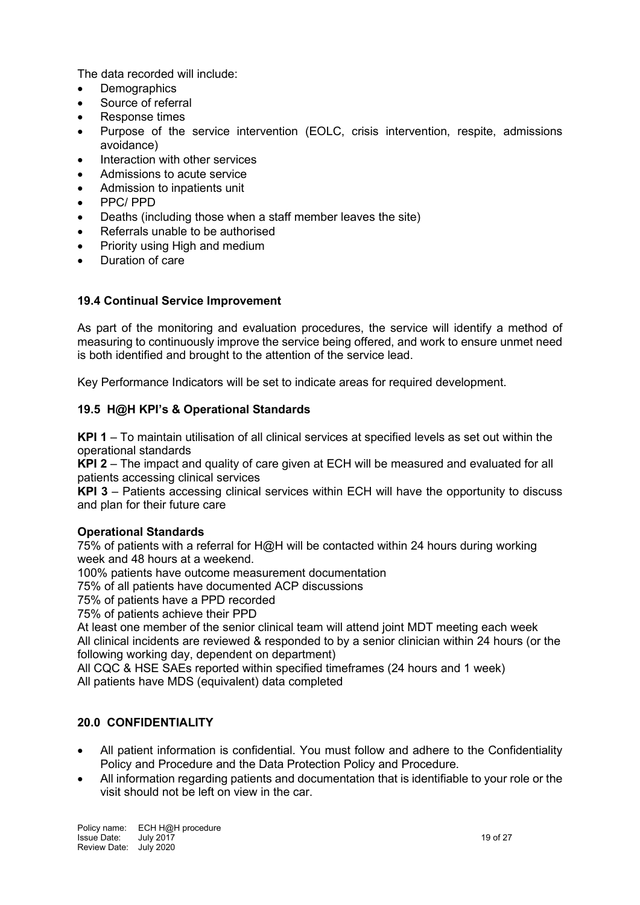The data recorded will include:

- Demographics
- Source of referral
- Response times
- Purpose of the service intervention (EOLC, crisis intervention, respite, admissions avoidance)
- Interaction with other services
- Admissions to acute service
- Admission to inpatients unit
- PPC/ PPD
- Deaths (including those when a staff member leaves the site)
- Referrals unable to be authorised
- Priority using High and medium
- Duration of care

### 19.4 Continual Service Improvement

As part of the monitoring and evaluation procedures, the service will identify a method of measuring to continuously improve the service being offered, and work to ensure unmet need is both identified and brought to the attention of the service lead.

Key Performance Indicators will be set to indicate areas for required development.

### 19.5 H@H KPI's & Operational Standards

**KPI 1** – To maintain utilisation of all clinical services at specified levels as set out within the operational standards

**KPI 2** – The impact and quality of care given at ECH will be measured and evaluated for all patients accessing clinical services

**KPI 3** – Patients accessing clinical services within ECH will have the opportunity to discuss and plan for their future care

**Operational Standards**

75% of patients with a referral for H@H will be contacted within 24 hours during working week and 48 hours at a weekend.

100% patients have outcome measurement documentation

75% of all patients have documented ACP discussions

75% of patients have a PPD recorded

75% of patients achieve their PPD

At least one member of the senior clinical team will attend joint MDT meeting each week

All clinical incidents are reviewed & responded to by a senior clinician within 24 hours (or the following working day, dependent on department)

All CQC & HSE SAEs reported within specified timeframes (24 hours and 1 week)

All patients have MDS (equivalent) data completed

## 20.0 CONFIDENTIALITY

- All patient information is confidential. You must follow and adhere to the Confidentiality Policy and Procedure and the Data Protection Policy and Procedure.
- All information regarding patients and documentation that is identifiable to your role or the visit should not be left on view in the car.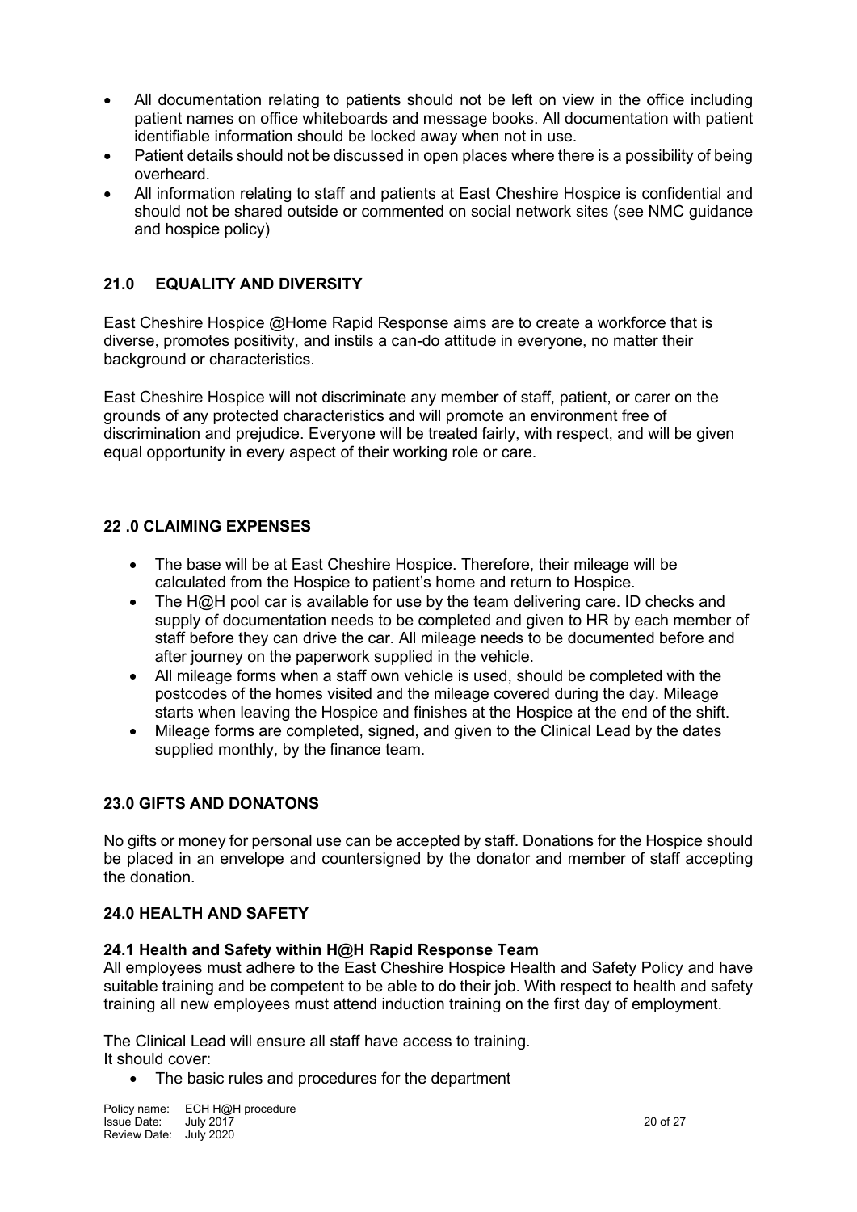- All documentation relating to patients should not be left on view in the office including patient names on office whiteboards and message books. All documentation with patient identifiable information should be locked away when not in use.
- Patient details should not be discussed in open places where there is a possibility of being overheard.
- All information relating to staff and patients at East Cheshire Hospice is confidential and should not be shared outside or commented on social network sites (see NMC guidance and hospice policy)

## 21.0 EQUALITY AND DIVERSITY

East Cheshire Hospice @Home Rapid Response aims are to create a workforce that is diverse, promotes positivity, and instils a can-do attitude in everyone, no matter their background or characteristics.

East Cheshire Hospice will not discriminate any member of staff, patient, or carer on the grounds of any protected characteristics and will promote an environment free of discrimination and prejudice. Everyone will be treated fairly, with respect, and will be given equal opportunity in every aspect of their working role or care.

## 22 .0 CLAIMING EXPENSES

- The base will be at East Cheshire Hospice. Therefore, their mileage will be calculated from the Hospice to patient's home and return to Hospice.
- The H@H pool car is available for use by the team delivering care. ID checks and supply of documentation needs to be completed and given to HR by each member of staff before they can drive the car. All mileage needs to be documented before and after journey on the paperwork supplied in the vehicle.
- All mileage forms when a staff own vehicle is used, should be completed with the postcodes of the homes visited and the mileage covered during the day. Mileage starts when leaving the Hospice and finishes at the Hospice at the end of the shift.
- Mileage forms are completed, signed, and given to the Clinical Lead by the dates supplied monthly, by the finance team.

## 23.0 GIFTS AND DONATONS

No gifts or money for personal use can be accepted by staff. Donations for the Hospice should be placed in an envelope and countersigned by the donator and member of staff accepting the donation.

## 24.0 HEALTH AND SAFETY

### 24.1 Health and Safety within H@H Rapid Response Team

All employees must adhere to the East Cheshire Hospice Health and Safety Policy and have suitable training and be competent to be able to do their job. With respect to health and safety training all new employees must attend induction training on the first day of employment.

The Clinical Lead will ensure all staff have access to training.
It should cover:

- The basic rules and procedures for the department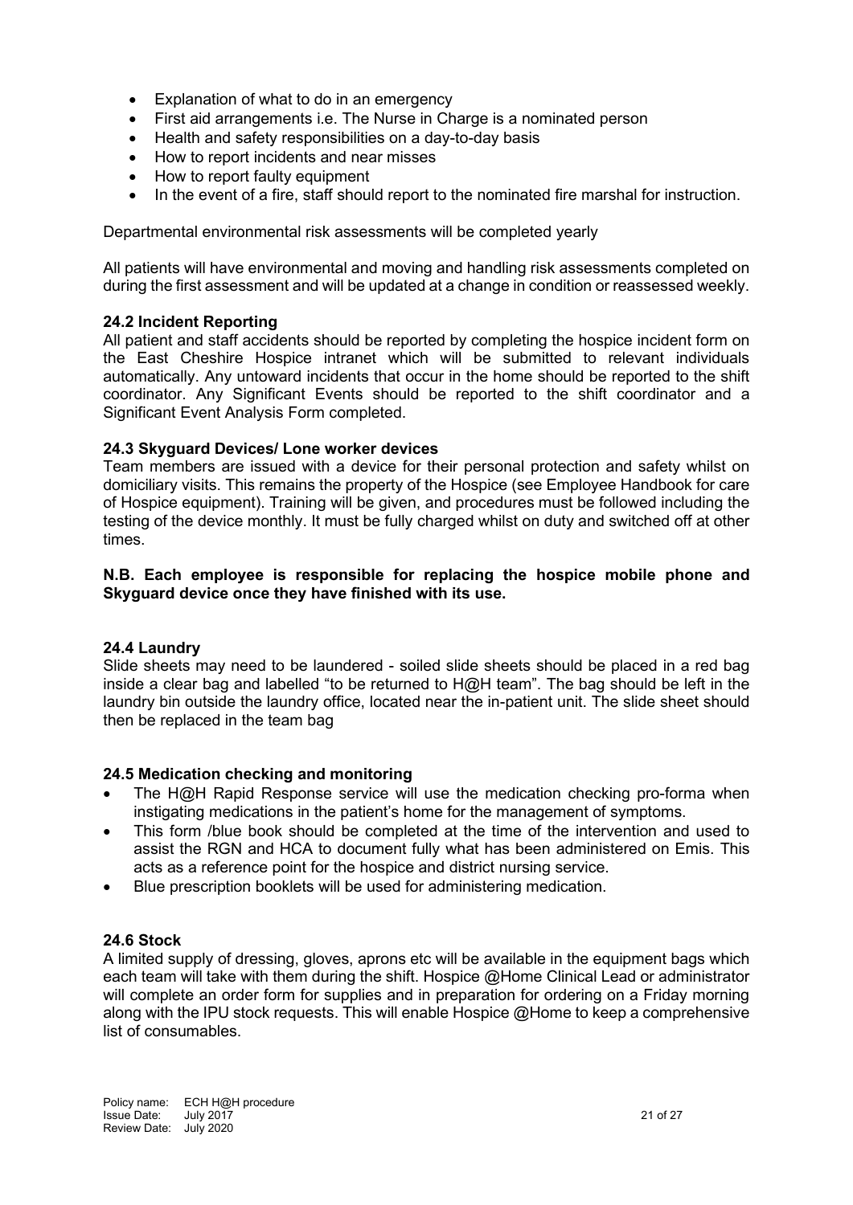- Explanation of what to do in an emergency
- First aid arrangements i.e. The Nurse in Charge is a nominated person
- Health and safety responsibilities on a day-to-day basis
- How to report incidents and near misses
- How to report faulty equipment
- In the event of a fire, staff should report to the nominated fire marshal for instruction.

Departmental environmental risk assessments will be completed yearly

All patients will have environmental and moving and handling risk assessments completed on during the first assessment and will be updated at a change in condition or reassessed weekly.

### 24.2 Incident Reporting

All patient and staff accidents should be reported by completing the hospice incident form on the East Cheshire Hospice intranet which will be submitted to relevant individuals automatically. Any untoward incidents that occur in the home should be reported to the shift coordinator. Any Significant Events should be reported to the shift coordinator and a Significant Event Analysis Form completed.

### 24.3 Skyguard Devices/ Lone worker devices

Team members are issued with a device for their personal protection and safety whilst on domiciliary visits. This remains the property of the Hospice (see Employee Handbook for care of Hospice equipment). Training will be given, and procedures must be followed including the testing of the device monthly. It must be fully charged whilst on duty and switched off at other times.

**N.B. Each employee is responsible for replacing the hospice mobile phone and Skyguard device once they have finished with its use.**

### 24.4 Laundry

Slide sheets may need to be laundered - soiled slide sheets should be placed in a red bag inside a clear bag and labelled "to be returned to H@H team". The bag should be left in the laundry bin outside the laundry office, located near the in-patient unit. The slide sheet should then be replaced in the team bag

### 24.5 Medication checking and monitoring

- The H@H Rapid Response service will use the medication checking pro-forma when instigating medications in the patient's home for the management of symptoms.
- This form /blue book should be completed at the time of the intervention and used to assist the RGN and HCA to document fully what has been administered on Emis. This acts as a reference point for the hospice and district nursing service.
- Blue prescription booklets will be used for administering medication.

### 24.6 Stock

A limited supply of dressing, gloves, aprons etc will be available in the equipment bags which each team will take with them during the shift. Hospice @Home Clinical Lead or administrator will complete an order form for supplies and in preparation for ordering on a Friday morning along with the IPU stock requests. This will enable Hospice @Home to keep a comprehensive list of consumables.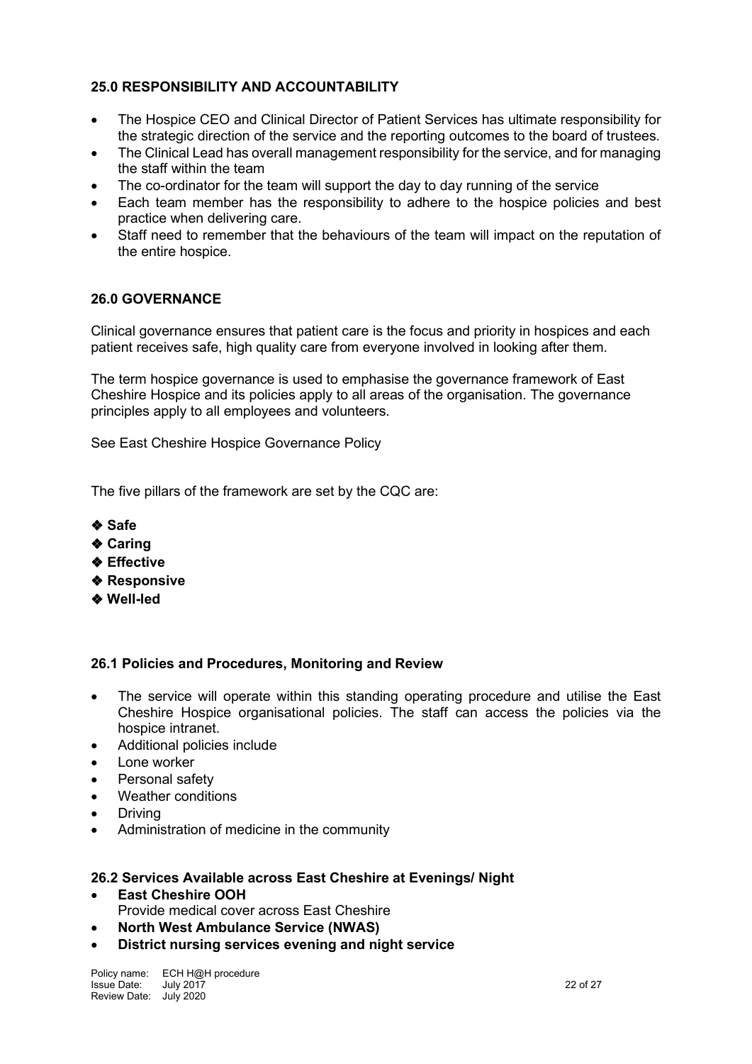## 25.0 RESPONSIBILITY AND ACCOUNTABILITY

- The Hospice CEO and Clinical Director of Patient Services has ultimate responsibility for the strategic direction of the service and the reporting outcomes to the board of trustees.
- The Clinical Lead has overall management responsibility for the service, and for managing the staff within the team
- The co-ordinator for the team will support the day to day running of the service
- Each team member has the responsibility to adhere to the hospice policies and best practice when delivering care.
- Staff need to remember that the behaviours of the team will impact on the reputation of the entire hospice.

## 26.0 GOVERNANCE

Clinical governance ensures that patient care is the focus and priority in hospices and each patient receives safe, high quality care from everyone involved in looking after them.

The term hospice governance is used to emphasise the governance framework of East Cheshire Hospice and its policies apply to all areas of the organisation. The governance principles apply to all employees and volunteers.

See East Cheshire Hospice Governance Policy

The five pillars of the framework are set by the CQC are:

- **Safe**
- **Caring**
- **Effective**
- **Responsive**
- **Well-led**

### 26.1 Policies and Procedures, Monitoring and Review

- The service will operate within this standing operating procedure and utilise the East Cheshire Hospice organisational policies. The staff can access the policies via the hospice intranet.
- Additional policies include
- Lone worker
- Personal safety
- Weather conditions
- Driving
- Administration of medicine in the community

### 26.2 Services Available across East Cheshire at Evenings/ Night

- **East Cheshire OOH**
  Provide medical cover across East Cheshire
- **North West Ambulance Service (NWAS)**
- **District nursing services evening and night service**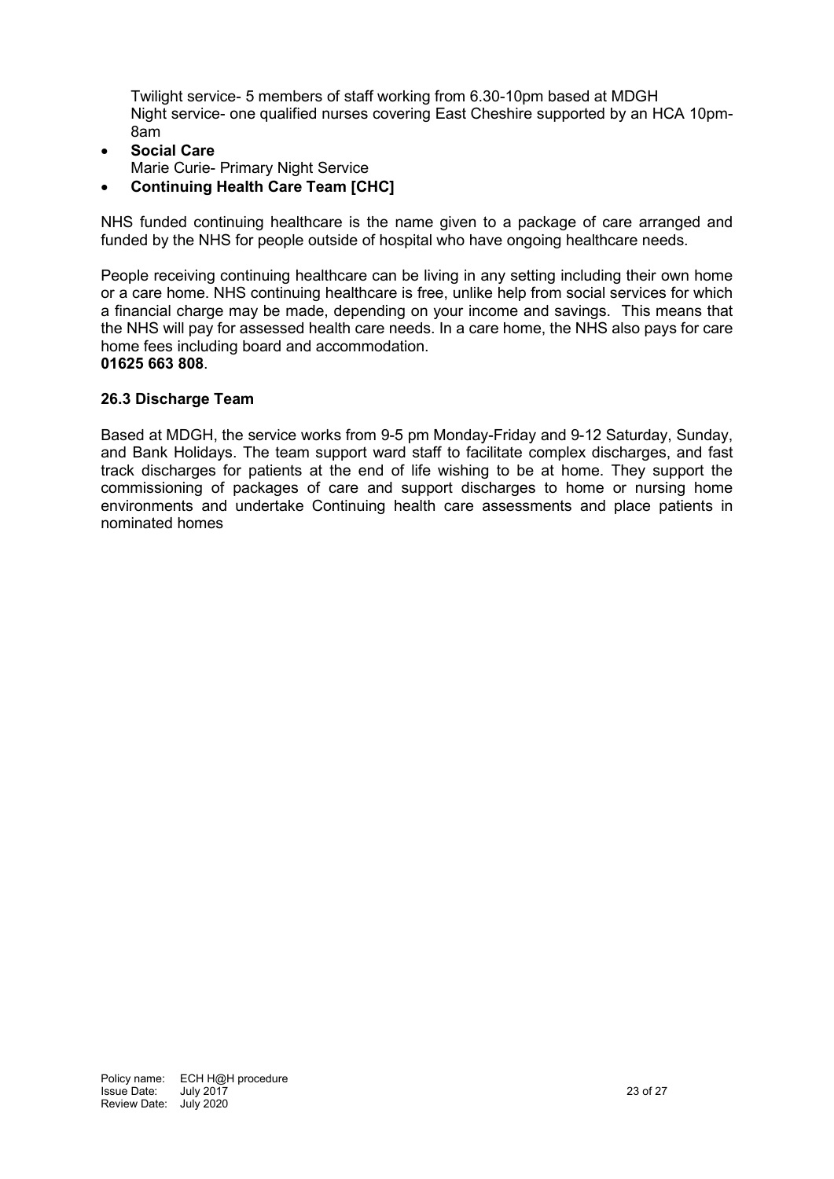Twilight service- 5 members of staff working from 6.30-10pm based at MDGH
Night service- one qualified nurses covering East Cheshire supported by an HCA 10pm-8am

- **Social Care**
  Marie Curie- Primary Night Service
- **Continuing Health Care Team [CHC]**

NHS funded continuing healthcare is the name given to a package of care arranged and funded by the NHS for people outside of hospital who have ongoing healthcare needs.

People receiving continuing healthcare can be living in any setting including their own home or a care home. NHS continuing healthcare is free, unlike help from social services for which a financial charge may be made, depending on your income and savings. This means that the NHS will pay for assessed health care needs. In a care home, the NHS also pays for care home fees including board and accommodation.
**01625 663 808**.

### 26.3 Discharge Team

Based at MDGH, the service works from 9-5 pm Monday-Friday and 9-12 Saturday, Sunday, and Bank Holidays. The team support ward staff to facilitate complex discharges, and fast track discharges for patients at the end of life wishing to be at home. They support the commissioning of packages of care and support discharges to home or nursing home environments and undertake Continuing health care assessments and place patients in nominated homes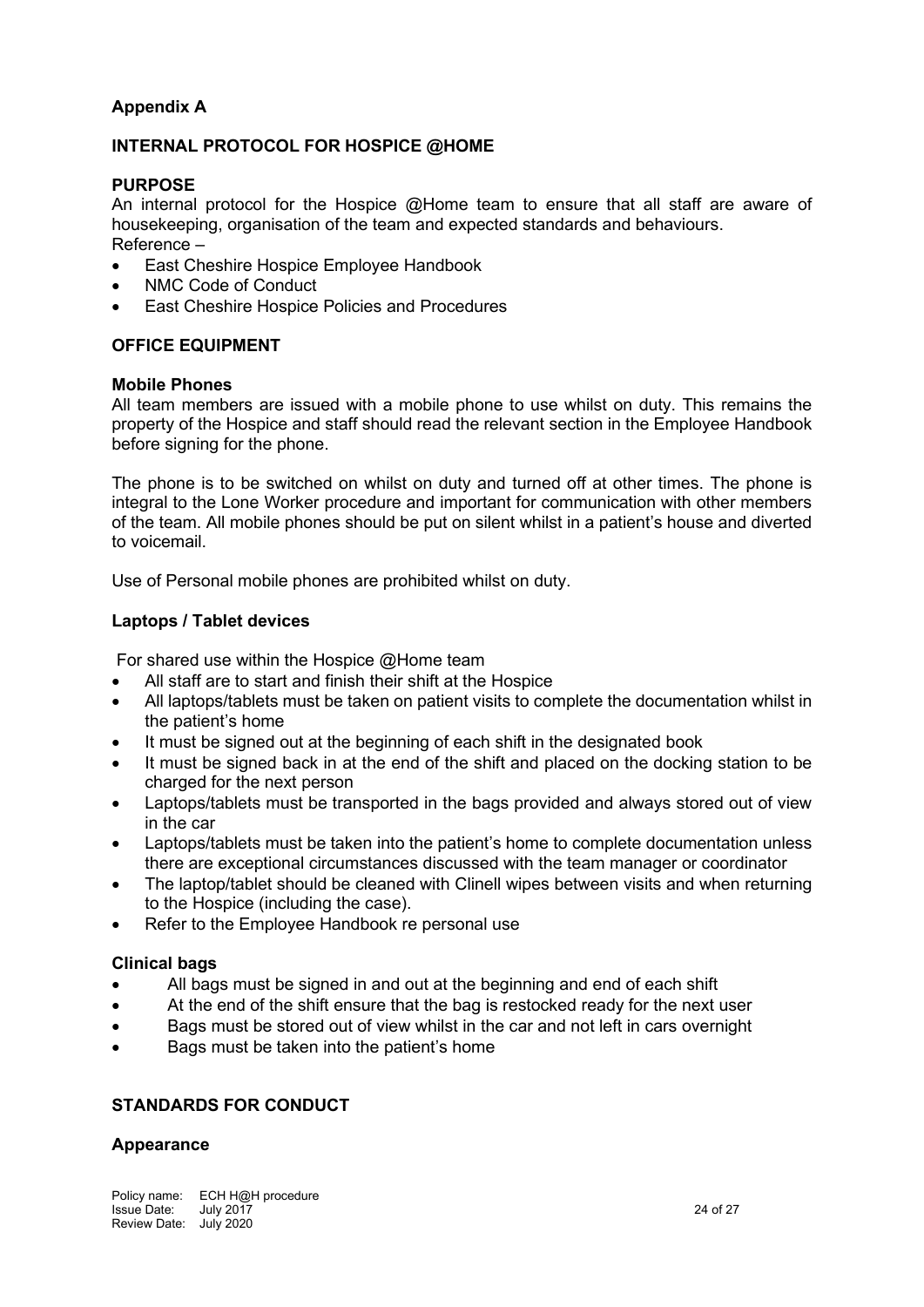**Appendix A**

**INTERNAL PROTOCOL FOR HOSPICE @HOME**

**PURPOSE**

An internal protocol for the Hospice @Home team to ensure that all staff are aware of housekeeping, organisation of the team and expected standards and behaviours.

Reference –

- East Cheshire Hospice Employee Handbook
- NMC Code of Conduct
- East Cheshire Hospice Policies and Procedures

**OFFICE EQUIPMENT**

**Mobile Phones**

All team members are issued with a mobile phone to use whilst on duty. This remains the property of the Hospice and staff should read the relevant section in the Employee Handbook before signing for the phone.

The phone is to be switched on whilst on duty and turned off at other times. The phone is integral to the Lone Worker procedure and important for communication with other members of the team. All mobile phones should be put on silent whilst in a patient's house and diverted to voicemail.

Use of Personal mobile phones are prohibited whilst on duty.

**Laptops / Tablet devices**

For shared use within the Hospice @Home team

- All staff are to start and finish their shift at the Hospice
- All laptops/tablets must be taken on patient visits to complete the documentation whilst in the patient's home
- It must be signed out at the beginning of each shift in the designated book
- It must be signed back in at the end of the shift and placed on the docking station to be charged for the next person
- Laptops/tablets must be transported in the bags provided and always stored out of view in the car
- Laptops/tablets must be taken into the patient's home to complete documentation unless there are exceptional circumstances discussed with the team manager or coordinator
- The laptop/tablet should be cleaned with Clinell wipes between visits and when returning to the Hospice (including the case).
- Refer to the Employee Handbook re personal use

**Clinical bags**

- All bags must be signed in and out at the beginning and end of each shift
- At the end of the shift ensure that the bag is restocked ready for the next user
- Bags must be stored out of view whilst in the car and not left in cars overnight
- Bags must be taken into the patient's home

**STANDARDS FOR CONDUCT**

**Appearance**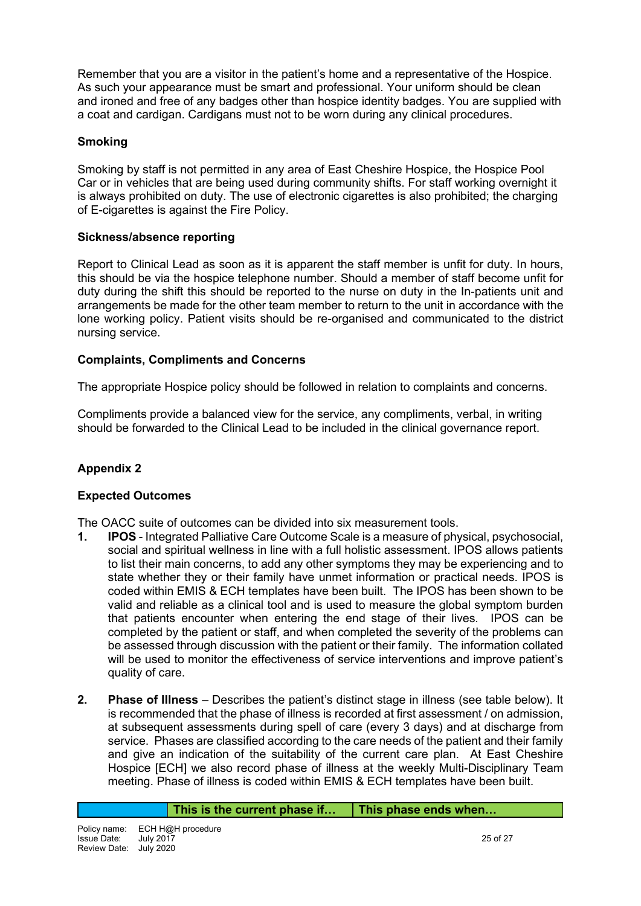Remember that you are a visitor in the patient's home and a representative of the Hospice. As such your appearance must be smart and professional. Your uniform should be clean and ironed and free of any badges other than hospice identity badges. You are supplied with a coat and cardigan. Cardigans must not to be worn during any clinical procedures.

**Smoking**

Smoking by staff is not permitted in any area of East Cheshire Hospice, the Hospice Pool Car or in vehicles that are being used during community shifts. For staff working overnight it is always prohibited on duty. The use of electronic cigarettes is also prohibited; the charging of E-cigarettes is against the Fire Policy.

**Sickness/absence reporting**

Report to Clinical Lead as soon as it is apparent the staff member is unfit for duty. In hours, this should be via the hospice telephone number. Should a member of staff become unfit for duty during the shift this should be reported to the nurse on duty in the In-patients unit and arrangements be made for the other team member to return to the unit in accordance with the lone working policy. Patient visits should be re-organised and communicated to the district nursing service.

**Complaints, Compliments and Concerns**

The appropriate Hospice policy should be followed in relation to complaints and concerns.

Compliments provide a balanced view for the service, any compliments, verbal, in writing should be forwarded to the Clinical Lead to be included in the clinical governance report.

**Appendix 2**

**Expected Outcomes**

The OACC suite of outcomes can be divided into six measurement tools.

1. **IPOS** - Integrated Palliative Care Outcome Scale is a measure of physical, psychosocial, social and spiritual wellness in line with a full holistic assessment. IPOS allows patients to list their main concerns, to add any other symptoms they may be experiencing and to state whether they or their family have unmet information or practical needs. IPOS is coded within EMIS & ECH templates have been built. The IPOS has been shown to be valid and reliable as a clinical tool and is used to measure the global symptom burden that patients encounter when entering the end stage of their lives. IPOS can be completed by the patient or staff, and when completed the severity of the problems can be assessed through discussion with the patient or their family. The information collated will be used to monitor the effectiveness of service interventions and improve patient's quality of care.

2. **Phase of Illness** – Describes the patient's distinct stage in illness (see table below). It is recommended that the phase of illness is recorded at first assessment / on admission, at subsequent assessments during spell of care (every 3 days) and at discharge from service. Phases are classified according to the care needs of the patient and their family and give an indication of the suitability of the current care plan. At East Cheshire Hospice [ECH] we also record phase of illness at the weekly Multi-Disciplinary Team meeting. Phase of illness is coded within EMIS & ECH templates have been built.

| | **This is the current phase if…** | **This phase ends when…** |
|---|---|---|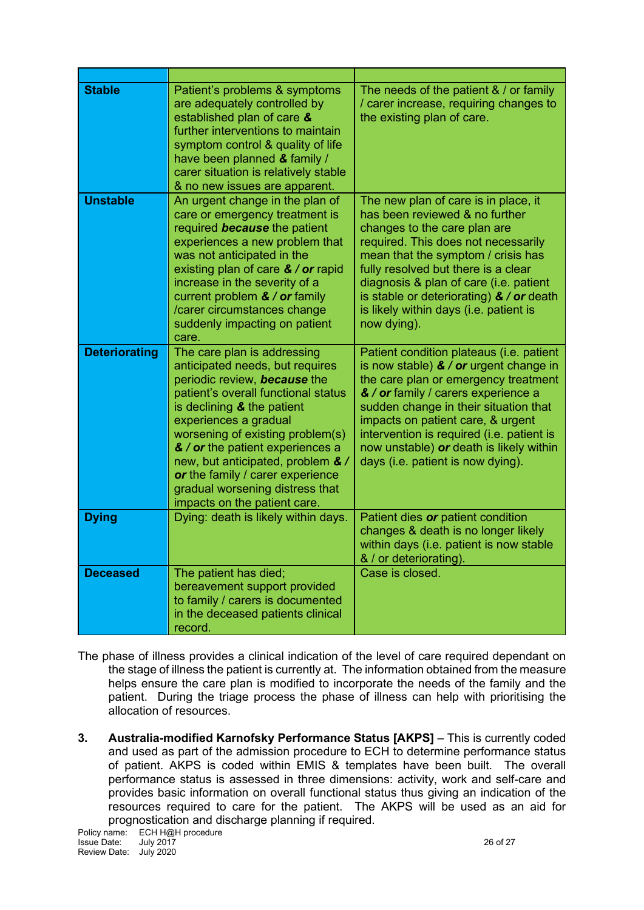| | | |
|---|---|---|
| **Stable** | Patient's problems & symptoms are adequately controlled by established plan of care **&** further interventions to maintain symptom control & quality of life have been planned **&** family / carer situation is relatively stable & no new issues are apparent. | The needs of the patient & / or family / carer increase, requiring changes to the existing plan of care. |
| **Unstable** | An urgent change in the plan of care or emergency treatment is required ***because*** the patient experiences a new problem that was not anticipated in the existing plan of care ***& / or*** rapid increase in the severity of a current problem ***& / or*** family /carer circumstances change suddenly impacting on patient care. | The new plan of care is in place, it has been reviewed & no further changes to the care plan are required. This does not necessarily mean that the symptom / crisis has fully resolved but there is a clear diagnosis & plan of care (i.e. patient is stable or deteriorating) ***& / or*** death is likely within days (i.e. patient is now dying). |
| **Deteriorating** | The care plan is addressing anticipated needs, but requires periodic review, ***because*** the patient's overall functional status is declining **&** the patient experiences a gradual worsening of existing problem(s) ***& / or*** the patient experiences a new, but anticipated, problem ***& / or*** the family / carer experience gradual worsening distress that impacts on the patient care. | Patient condition plateaus (i.e. patient is now stable) ***& / or*** urgent change in the care plan or emergency treatment ***& / or*** family / carers experience a sudden change in their situation that impacts on patient care, & urgent intervention is required (i.e. patient is now unstable) ***or*** death is likely within days (i.e. patient is now dying). |
| **Dying** | Dying: death is likely within days. | Patient dies ***or*** patient condition changes & death is no longer likely within days (i.e. patient is now stable & / or deteriorating). |
| **Deceased** | The patient has died; bereavement support provided to family / carers is documented in the deceased patients clinical record. | Case is closed. |

The phase of illness provides a clinical indication of the level of care required dependant on the stage of illness the patient is currently at. The information obtained from the measure helps ensure the care plan is modified to incorporate the needs of the family and the patient. During the triage process the phase of illness can help with prioritising the allocation of resources.

3. **Australia-modified Karnofsky Performance Status [AKPS]** – This is currently coded and used as part of the admission procedure to ECH to determine performance status of patient. AKPS is coded within EMIS & templates have been built. The overall performance status is assessed in three dimensions: activity, work and self-care and provides basic information on overall functional status thus giving an indication of the resources required to care for the patient. The AKPS will be used as an aid for prognostication and discharge planning if required.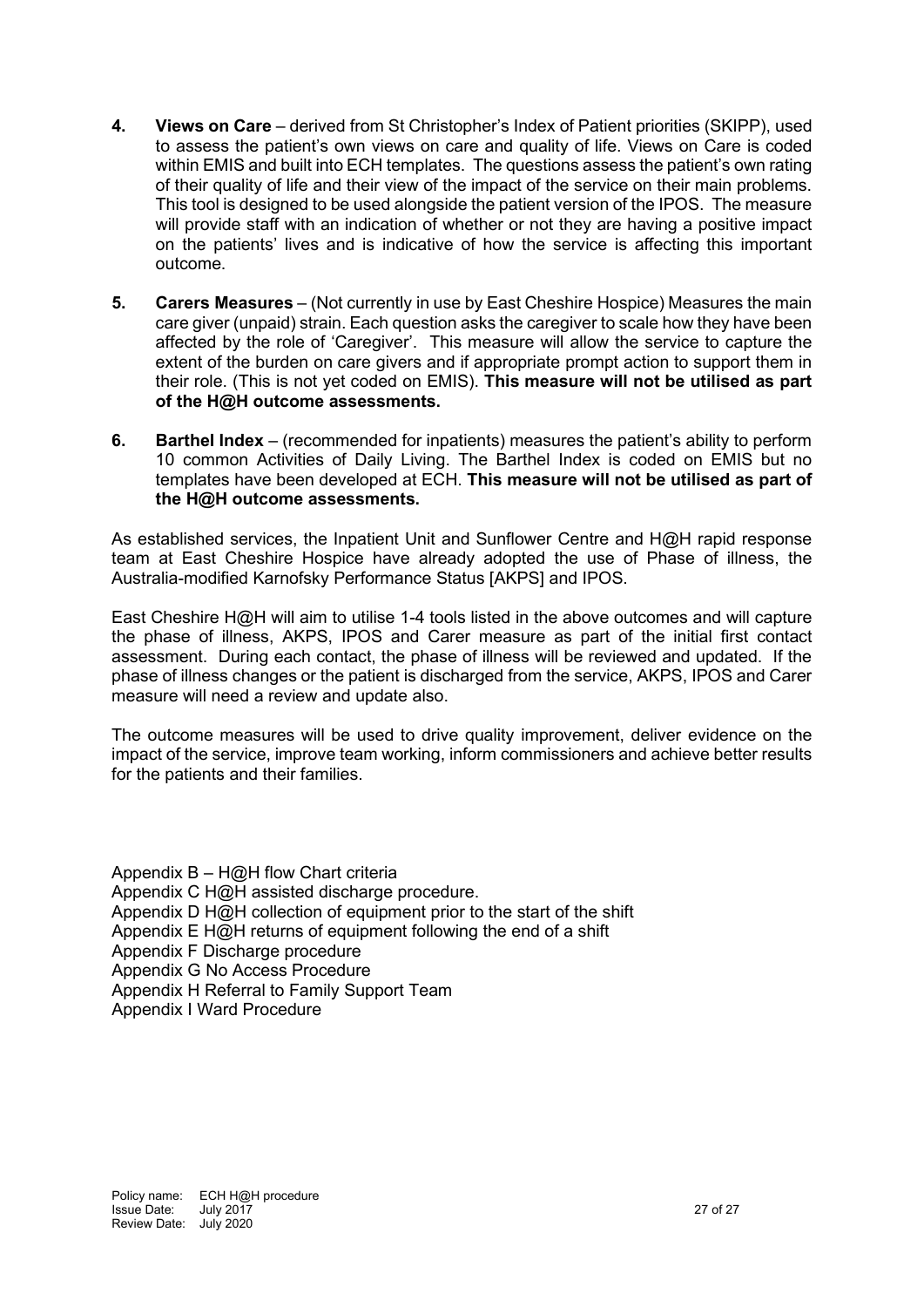4. **Views on Care** – derived from St Christopher's Index of Patient priorities (SKIPP), used to assess the patient's own views on care and quality of life. Views on Care is coded within EMIS and built into ECH templates. The questions assess the patient's own rating of their quality of life and their view of the impact of the service on their main problems. This tool is designed to be used alongside the patient version of the IPOS. The measure will provide staff with an indication of whether or not they are having a positive impact on the patients' lives and is indicative of how the service is affecting this important outcome.

5. **Carers Measures** – (Not currently in use by East Cheshire Hospice) Measures the main care giver (unpaid) strain. Each question asks the caregiver to scale how they have been affected by the role of 'Caregiver'. This measure will allow the service to capture the extent of the burden on care givers and if appropriate prompt action to support them in their role. (This is not yet coded on EMIS). **This measure will not be utilised as part of the H@H outcome assessments.**

6. **Barthel Index** – (recommended for inpatients) measures the patient's ability to perform 10 common Activities of Daily Living. The Barthel Index is coded on EMIS but no templates have been developed at ECH. **This measure will not be utilised as part of the H@H outcome assessments.**

As established services, the Inpatient Unit and Sunflower Centre and H@H rapid response team at East Cheshire Hospice have already adopted the use of Phase of illness, the Australia-modified Karnofsky Performance Status [AKPS] and IPOS.

East Cheshire H@H will aim to utilise 1-4 tools listed in the above outcomes and will capture the phase of illness, AKPS, IPOS and Carer measure as part of the initial first contact assessment. During each contact, the phase of illness will be reviewed and updated. If the phase of illness changes or the patient is discharged from the service, AKPS, IPOS and Carer measure will need a review and update also.

The outcome measures will be used to drive quality improvement, deliver evidence on the impact of the service, improve team working, inform commissioners and achieve better results for the patients and their families.

Appendix B – H@H flow Chart criteria
Appendix C H@H assisted discharge procedure.
Appendix D H@H collection of equipment prior to the start of the shift
Appendix E H@H returns of equipment following the end of a shift
Appendix F Discharge procedure
Appendix G No Access Procedure
Appendix H Referral to Family Support Team
Appendix I Ward Procedure